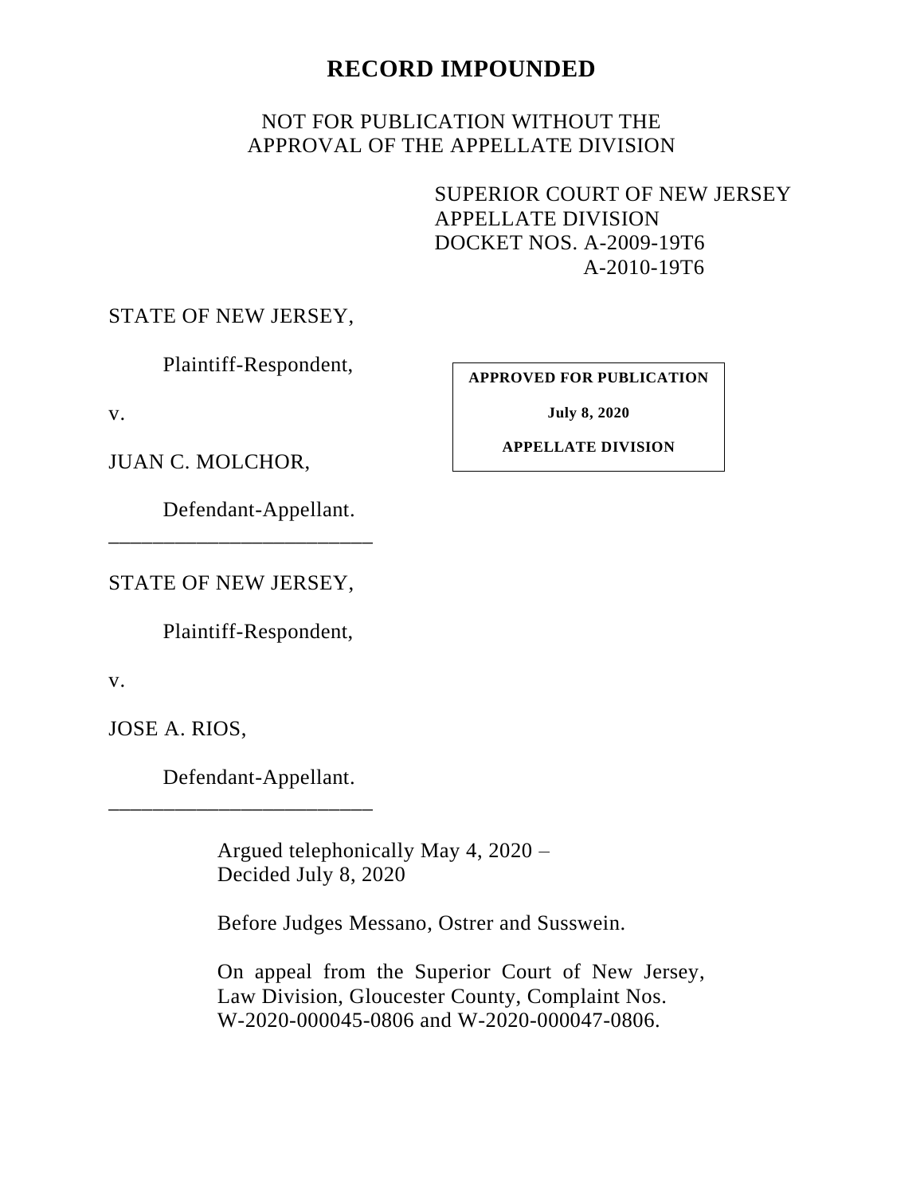# RECORD IMPOUNDED

NOT FOR PUBLICATION WITHOUT THE
APPROVAL OF THE APPELLATE DIVISION

SUPERIOR COURT OF NEW JERSEY
APPELLATE DIVISION
DOCKET NOS. A-2009-19T6
A-2010-19T6

STATE OF NEW JERSEY,

Plaintiff-Respondent,

v.

JUAN C. MOLCHOR,

Defendant-Appellant.

**APPROVED FOR PUBLICATION**

**July 8, 2020**

**APPELLATE DIVISION**

________________________

STATE OF NEW JERSEY,

Plaintiff-Respondent,

v.

JOSE A. RIOS,

Defendant-Appellant.

________________________

Argued telephonically May 4, 2020 –
Decided July 8, 2020

Before Judges Messano, Ostrer and Susswein.

On appeal from the Superior Court of New Jersey,
Law Division, Gloucester County, Complaint Nos.
W-2020-000045-0806 and W-2020-000047-0806.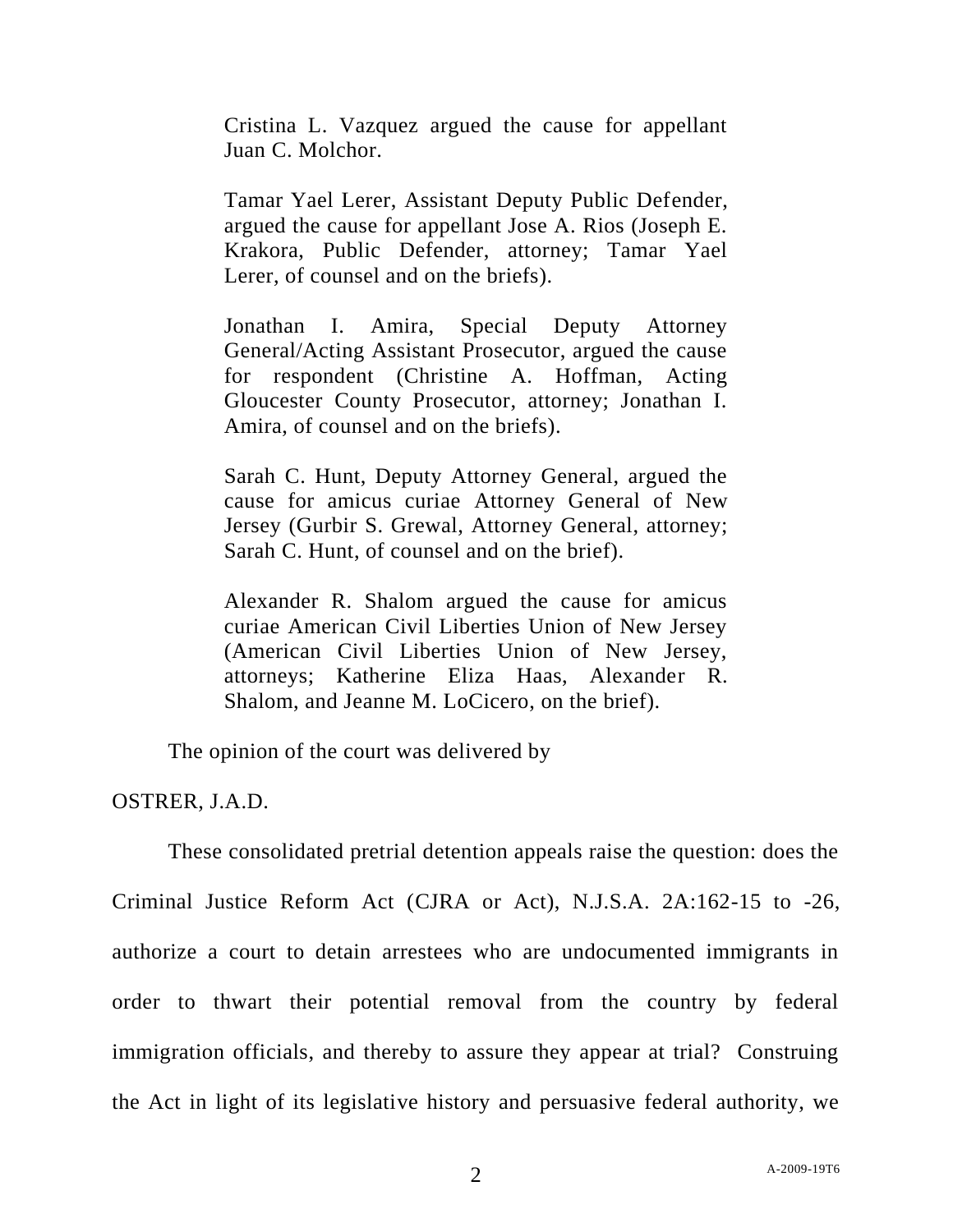Cristina L. Vazquez argued the cause for appellant Juan C. Molchor.

Tamar Yael Lerer, Assistant Deputy Public Defender, argued the cause for appellant Jose A. Rios (Joseph E. Krakora, Public Defender, attorney; Tamar Yael Lerer, of counsel and on the briefs).

Jonathan I. Amira, Special Deputy Attorney General/Acting Assistant Prosecutor, argued the cause for respondent (Christine A. Hoffman, Acting Gloucester County Prosecutor, attorney; Jonathan I. Amira, of counsel and on the briefs).

Sarah C. Hunt, Deputy Attorney General, argued the cause for amicus curiae Attorney General of New Jersey (Gurbir S. Grewal, Attorney General, attorney; Sarah C. Hunt, of counsel and on the brief).

Alexander R. Shalom argued the cause for amicus curiae American Civil Liberties Union of New Jersey (American Civil Liberties Union of New Jersey, attorneys; Katherine Eliza Haas, Alexander R. Shalom, and Jeanne M. LoCicero, on the brief).

The opinion of the court was delivered by

OSTRER, J.A.D.

These consolidated pretrial detention appeals raise the question: does the Criminal Justice Reform Act (CJRA or Act), N.J.S.A. 2A:162-15 to -26, authorize a court to detain arrestees who are undocumented immigrants in order to thwart their potential removal from the country by federal immigration officials, and thereby to assure they appear at trial? Construing the Act in light of its legislative history and persuasive federal authority, we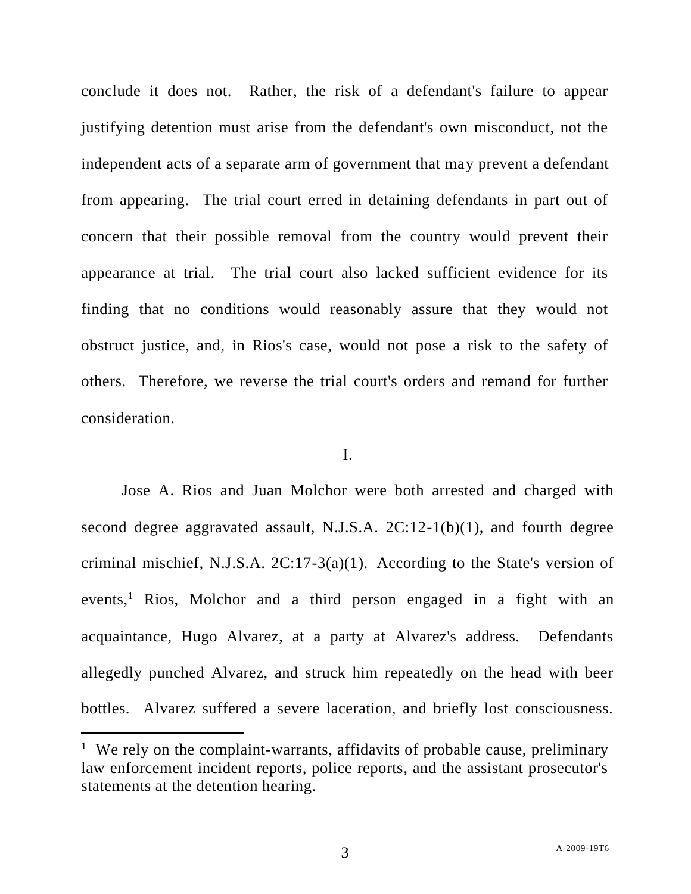conclude it does not. Rather, the risk of a defendant's failure to appear justifying detention must arise from the defendant's own misconduct, not the independent acts of a separate arm of government that may prevent a defendant from appearing. The trial court erred in detaining defendants in part out of concern that their possible removal from the country would prevent their appearance at trial. The trial court also lacked sufficient evidence for its finding that no conditions would reasonably assure that they would not obstruct justice, and, in Rios's case, would not pose a risk to the safety of others. Therefore, we reverse the trial court's orders and remand for further consideration.

## I.

Jose A. Rios and Juan Molchor were both arrested and charged with second degree aggravated assault, N.J.S.A. 2C:12-1(b)(1), and fourth degree criminal mischief, N.J.S.A. 2C:17-3(a)(1). According to the State's version of events,[1] Rios, Molchor and a third person engaged in a fight with an acquaintance, Hugo Alvarez, at a party at Alvarez's address. Defendants allegedly punched Alvarez, and struck him repeatedly on the head with beer bottles. Alvarez suffered a severe laceration, and briefly lost consciousness.

[1] We rely on the complaint-warrants, affidavits of probable cause, preliminary law enforcement incident reports, police reports, and the assistant prosecutor's statements at the detention hearing.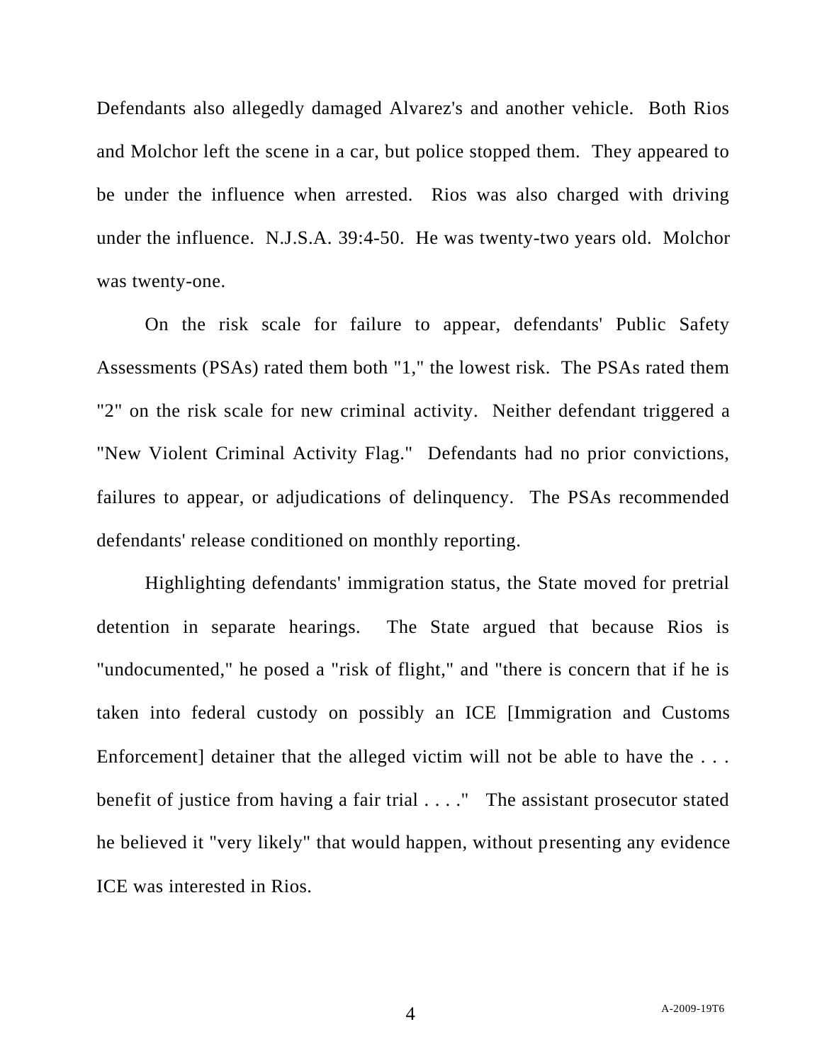Defendants also allegedly damaged Alvarez's and another vehicle. Both Rios and Molchor left the scene in a car, but police stopped them. They appeared to be under the influence when arrested. Rios was also charged with driving under the influence. N.J.S.A. 39:4-50. He was twenty-two years old. Molchor was twenty-one.

On the risk scale for failure to appear, defendants' Public Safety Assessments (PSAs) rated them both "1," the lowest risk. The PSAs rated them "2" on the risk scale for new criminal activity. Neither defendant triggered a "New Violent Criminal Activity Flag." Defendants had no prior convictions, failures to appear, or adjudications of delinquency. The PSAs recommended defendants' release conditioned on monthly reporting.

Highlighting defendants' immigration status, the State moved for pretrial detention in separate hearings. The State argued that because Rios is "undocumented," he posed a "risk of flight," and "there is concern that if he is taken into federal custody on possibly an ICE [Immigration and Customs Enforcement] detainer that the alleged victim will not be able to have the . . . benefit of justice from having a fair trial . . . ." The assistant prosecutor stated he believed it "very likely" that would happen, without presenting any evidence ICE was interested in Rios.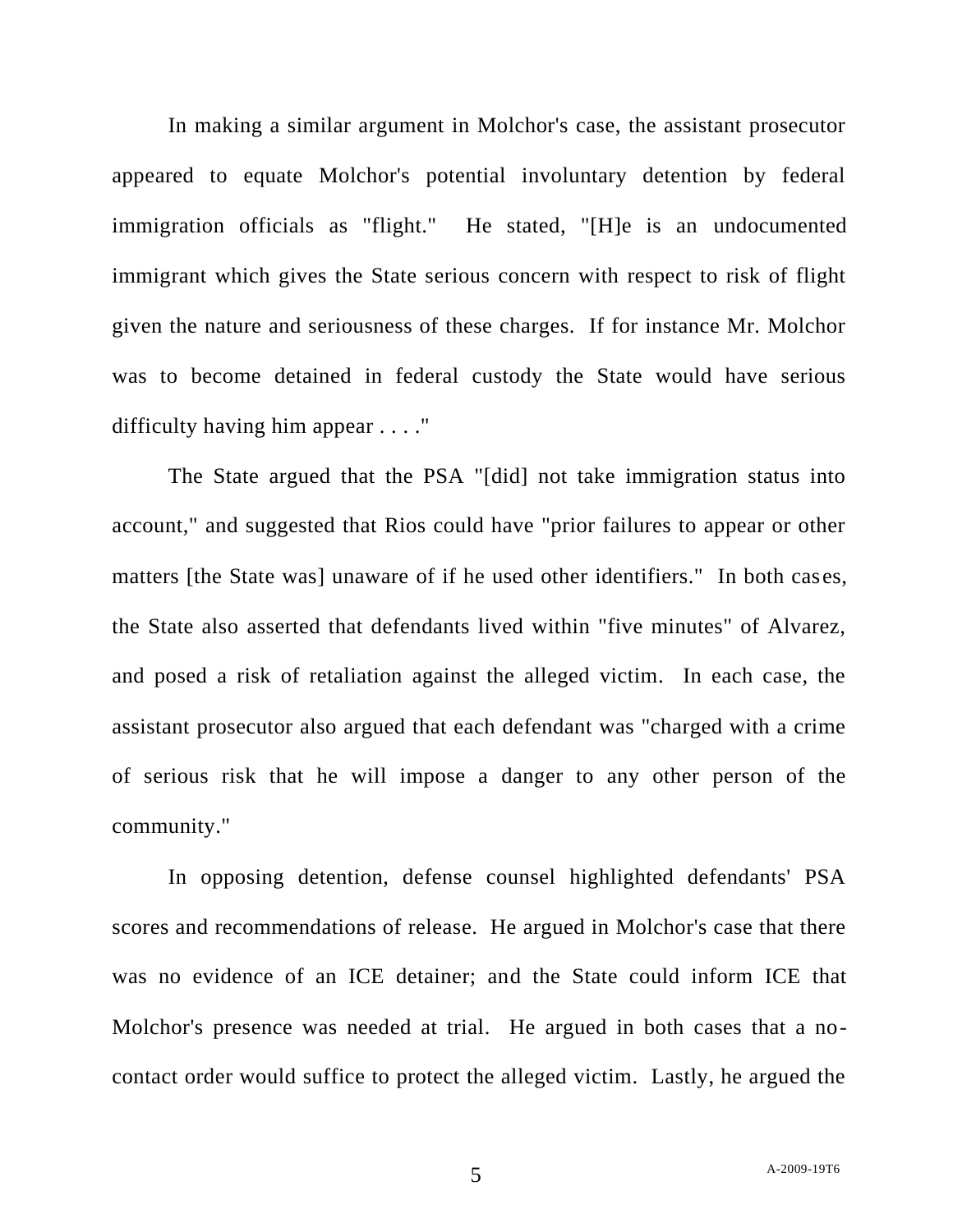In making a similar argument in Molchor's case, the assistant prosecutor appeared to equate Molchor's potential involuntary detention by federal immigration officials as "flight." He stated, "[H]e is an undocumented immigrant which gives the State serious concern with respect to risk of flight given the nature and seriousness of these charges. If for instance Mr. Molchor was to become detained in federal custody the State would have serious difficulty having him appear . . . ."

The State argued that the PSA "[did] not take immigration status into account," and suggested that Rios could have "prior failures to appear or other matters [the State was] unaware of if he used other identifiers." In both cases, the State also asserted that defendants lived within "five minutes" of Alvarez, and posed a risk of retaliation against the alleged victim. In each case, the assistant prosecutor also argued that each defendant was "charged with a crime of serious risk that he will impose a danger to any other person of the community."

In opposing detention, defense counsel highlighted defendants' PSA scores and recommendations of release. He argued in Molchor's case that there was no evidence of an ICE detainer; and the State could inform ICE that Molchor's presence was needed at trial. He argued in both cases that a no-contact order would suffice to protect the alleged victim. Lastly, he argued the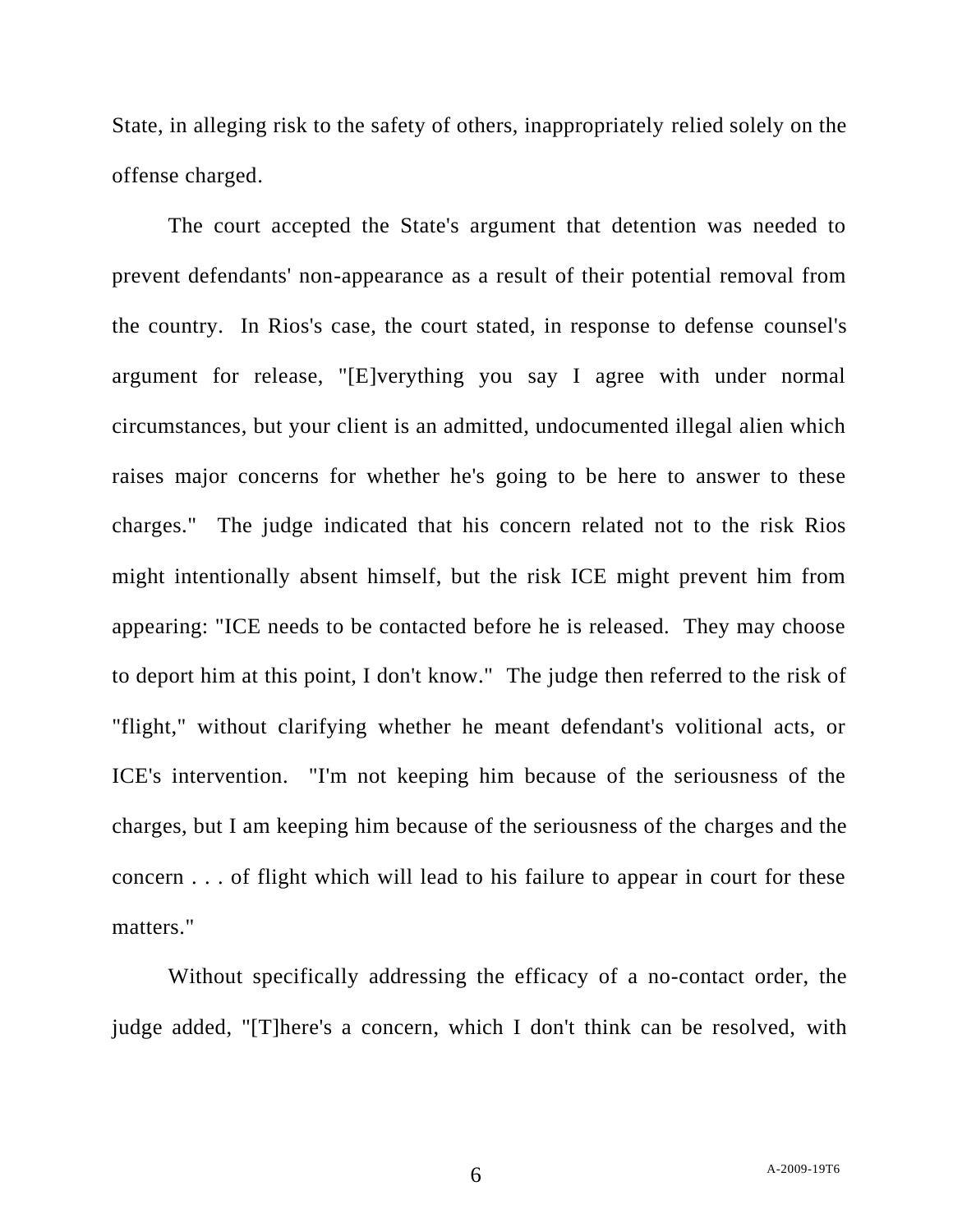State, in alleging risk to the safety of others, inappropriately relied solely on the offense charged.

The court accepted the State's argument that detention was needed to prevent defendants' non-appearance as a result of their potential removal from the country. In Rios's case, the court stated, in response to defense counsel's argument for release, "[E]verything you say I agree with under normal circumstances, but your client is an admitted, undocumented illegal alien which raises major concerns for whether he's going to be here to answer to these charges." The judge indicated that his concern related not to the risk Rios might intentionally absent himself, but the risk ICE might prevent him from appearing: "ICE needs to be contacted before he is released. They may choose to deport him at this point, I don't know." The judge then referred to the risk of "flight," without clarifying whether he meant defendant's volitional acts, or ICE's intervention. "I'm not keeping him because of the seriousness of the charges, but I am keeping him because of the seriousness of the charges and the concern . . . of flight which will lead to his failure to appear in court for these matters."

Without specifically addressing the efficacy of a no-contact order, the judge added, "[T]here's a concern, which I don't think can be resolved, with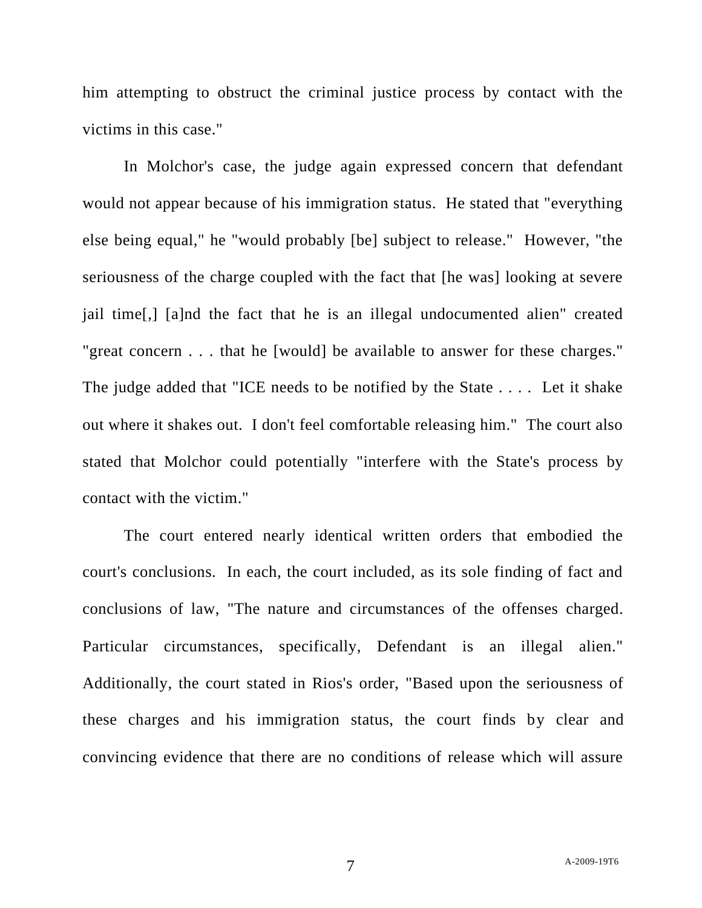him attempting to obstruct the criminal justice process by contact with the victims in this case."

In Molchor's case, the judge again expressed concern that defendant would not appear because of his immigration status. He stated that "everything else being equal," he "would probably [be] subject to release." However, "the seriousness of the charge coupled with the fact that [he was] looking at severe jail time[,] [a]nd the fact that he is an illegal undocumented alien" created "great concern . . . that he [would] be available to answer for these charges." The judge added that "ICE needs to be notified by the State . . . . Let it shake out where it shakes out. I don't feel comfortable releasing him." The court also stated that Molchor could potentially "interfere with the State's process by contact with the victim."

The court entered nearly identical written orders that embodied the court's conclusions. In each, the court included, as its sole finding of fact and conclusions of law, "The nature and circumstances of the offenses charged. Particular circumstances, specifically, Defendant is an illegal alien." Additionally, the court stated in Rios's order, "Based upon the seriousness of these charges and his immigration status, the court finds by clear and convincing evidence that there are no conditions of release which will assure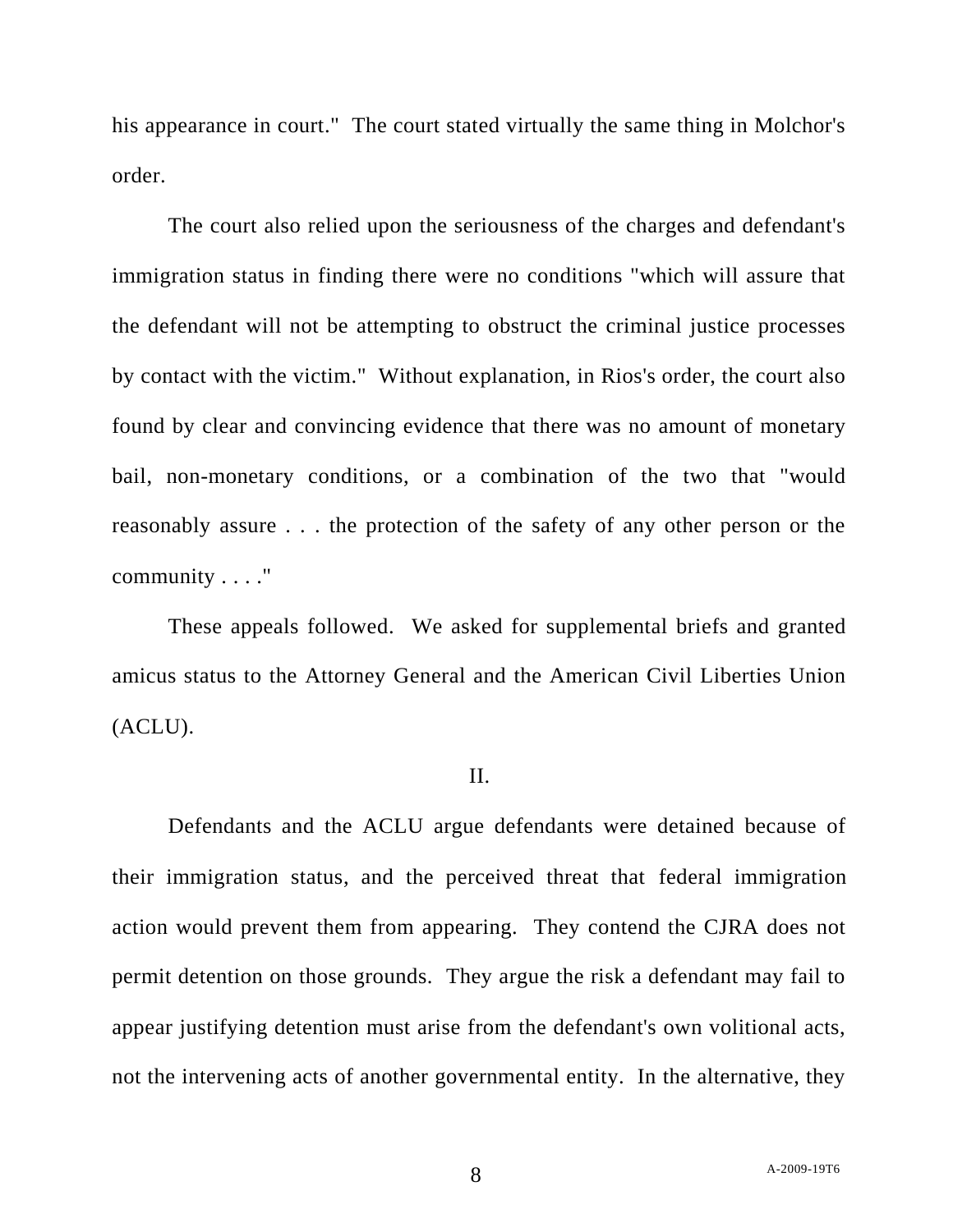his appearance in court." The court stated virtually the same thing in Molchor's order.

The court also relied upon the seriousness of the charges and defendant's immigration status in finding there were no conditions "which will assure that the defendant will not be attempting to obstruct the criminal justice processes by contact with the victim." Without explanation, in Rios's order, the court also found by clear and convincing evidence that there was no amount of monetary bail, non-monetary conditions, or a combination of the two that "would reasonably assure . . . the protection of the safety of any other person or the community . . . ."

These appeals followed. We asked for supplemental briefs and granted amicus status to the Attorney General and the American Civil Liberties Union (ACLU).

## II.

Defendants and the ACLU argue defendants were detained because of their immigration status, and the perceived threat that federal immigration action would prevent them from appearing. They contend the CJRA does not permit detention on those grounds. They argue the risk a defendant may fail to appear justifying detention must arise from the defendant's own volitional acts, not the intervening acts of another governmental entity. In the alternative, they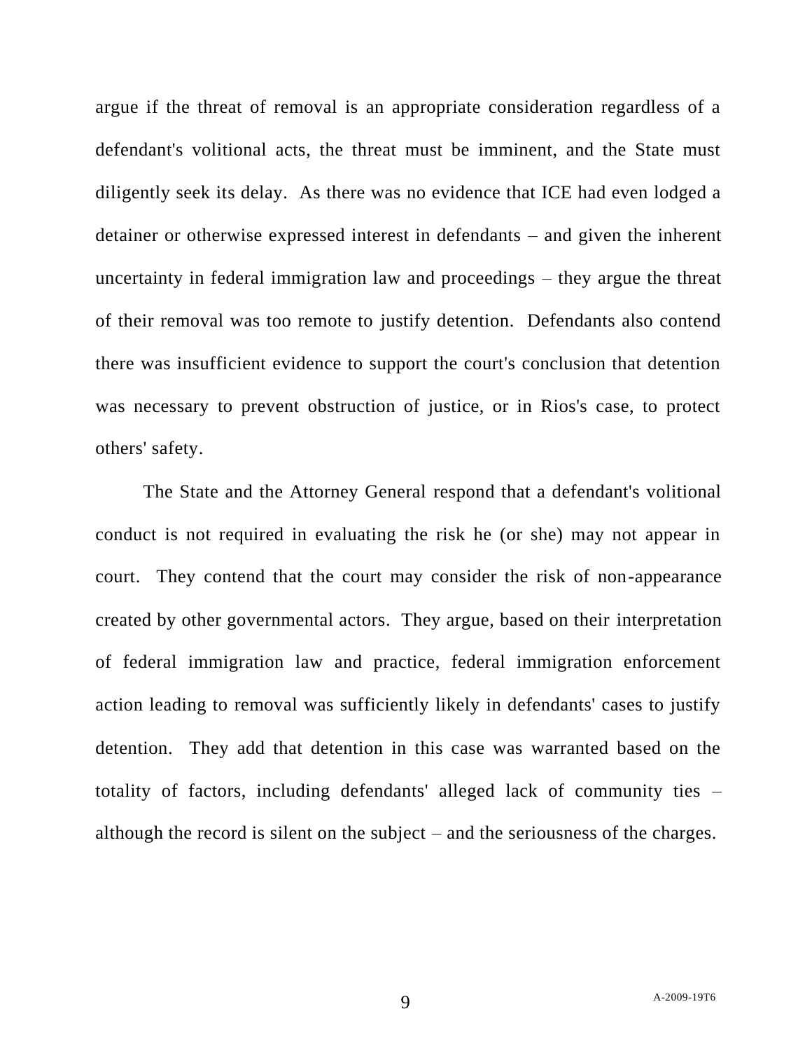argue if the threat of removal is an appropriate consideration regardless of a defendant's volitional acts, the threat must be imminent, and the State must diligently seek its delay. As there was no evidence that ICE had even lodged a detainer or otherwise expressed interest in defendants – and given the inherent uncertainty in federal immigration law and proceedings – they argue the threat of their removal was too remote to justify detention. Defendants also contend there was insufficient evidence to support the court's conclusion that detention was necessary to prevent obstruction of justice, or in Rios's case, to protect others' safety.

The State and the Attorney General respond that a defendant's volitional conduct is not required in evaluating the risk he (or she) may not appear in court. They contend that the court may consider the risk of non-appearance created by other governmental actors. They argue, based on their interpretation of federal immigration law and practice, federal immigration enforcement action leading to removal was sufficiently likely in defendants' cases to justify detention. They add that detention in this case was warranted based on the totality of factors, including defendants' alleged lack of community ties – although the record is silent on the subject – and the seriousness of the charges.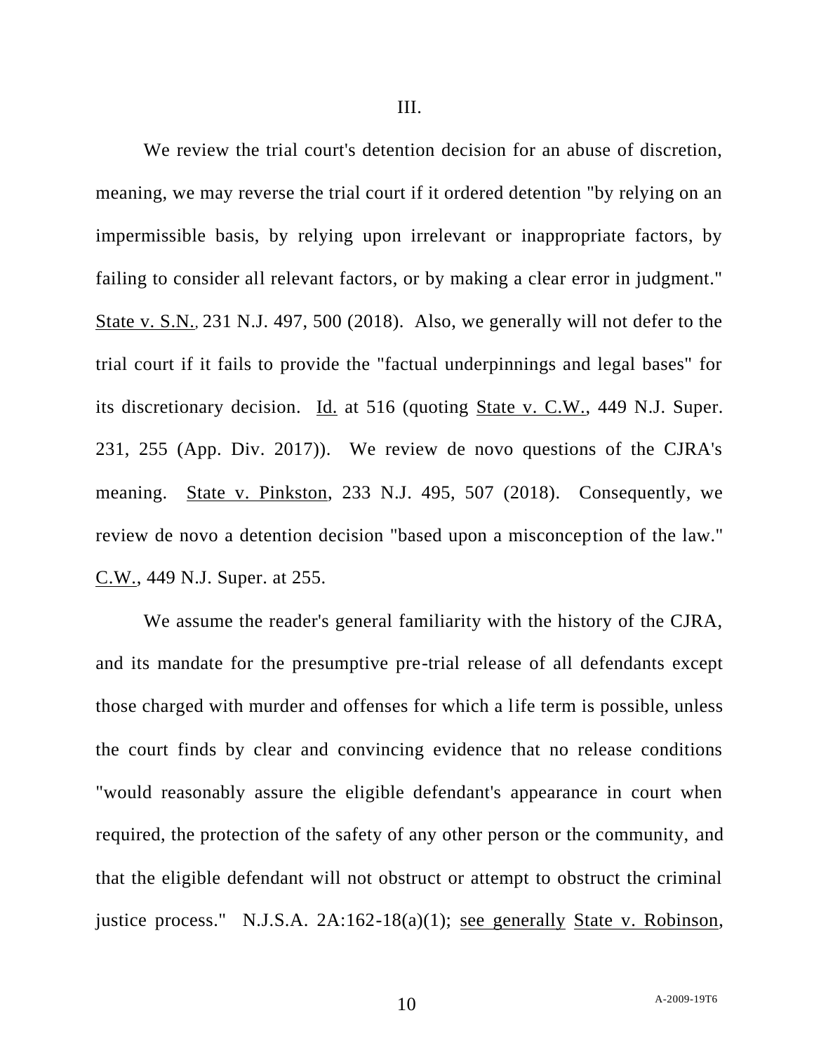III.

We review the trial court's detention decision for an abuse of discretion, meaning, we may reverse the trial court if it ordered detention "by relying on an impermissible basis, by relying upon irrelevant or inappropriate factors, by failing to consider all relevant factors, or by making a clear error in judgment." State v. S.N., 231 N.J. 497, 500 (2018). Also, we generally will not defer to the trial court if it fails to provide the "factual underpinnings and legal bases" for its discretionary decision. Id. at 516 (quoting State v. C.W., 449 N.J. Super. 231, 255 (App. Div. 2017)). We review de novo questions of the CJRA's meaning. State v. Pinkston, 233 N.J. 495, 507 (2018). Consequently, we review de novo a detention decision "based upon a misconception of the law." C.W., 449 N.J. Super. at 255.

We assume the reader's general familiarity with the history of the CJRA, and its mandate for the presumptive pre-trial release of all defendants except those charged with murder and offenses for which a life term is possible, unless the court finds by clear and convincing evidence that no release conditions "would reasonably assure the eligible defendant's appearance in court when required, the protection of the safety of any other person or the community, and that the eligible defendant will not obstruct or attempt to obstruct the criminal justice process." N.J.S.A. 2A:162-18(a)(1); see generally State v. Robinson,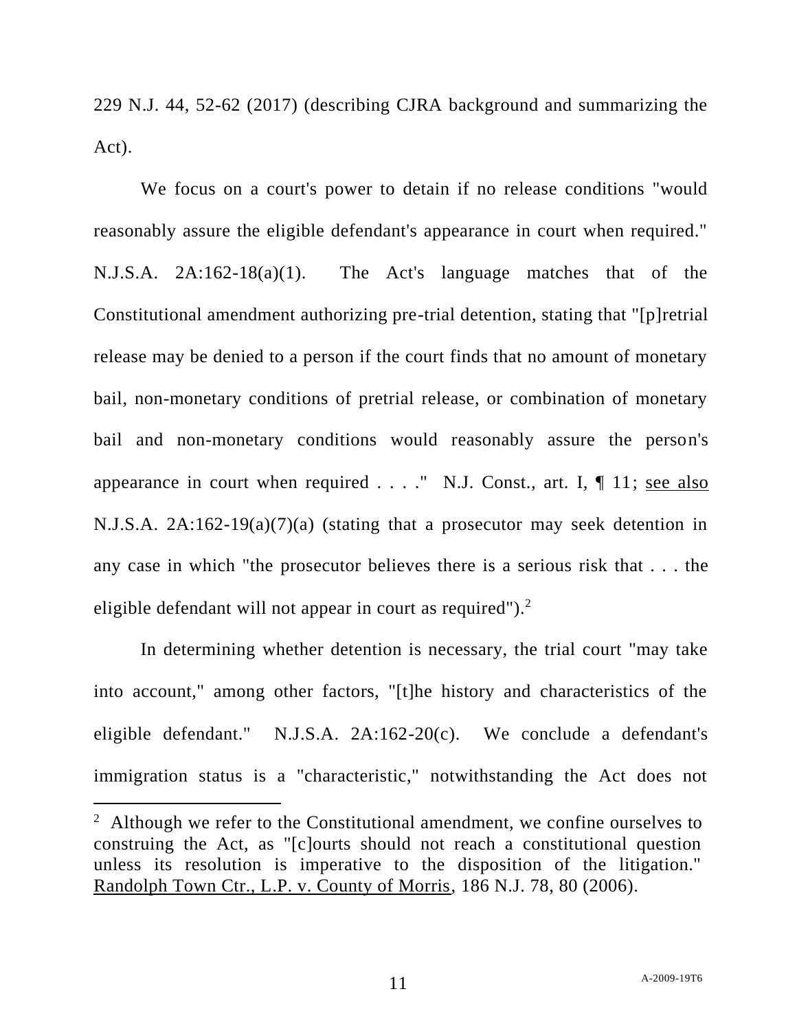229 N.J. 44, 52-62 (2017) (describing CJRA background and summarizing the Act).

We focus on a court's power to detain if no release conditions "would reasonably assure the eligible defendant's appearance in court when required." N.J.S.A. 2A:162-18(a)(1). The Act's language matches that of the Constitutional amendment authorizing pre-trial detention, stating that "[p]retrial release may be denied to a person if the court finds that no amount of monetary bail, non-monetary conditions of pretrial release, or combination of monetary bail and non-monetary conditions would reasonably assure the person's appearance in court when required . . . ." N.J. Const., art. I, ¶ 11; see also N.J.S.A. 2A:162-19(a)(7)(a) (stating that a prosecutor may seek detention in any case in which "the prosecutor believes there is a serious risk that . . . the eligible defendant will not appear in court as required").[2]

In determining whether detention is necessary, the trial court "may take into account," among other factors, "[t]he history and characteristics of the eligible defendant." N.J.S.A. 2A:162-20(c). We conclude a defendant's immigration status is a "characteristic," notwithstanding the Act does not

---

[2] Although we refer to the Constitutional amendment, we confine ourselves to construing the Act, as "[c]ourts should not reach a constitutional question unless its resolution is imperative to the disposition of the litigation." Randolph Town Ctr., L.P. v. County of Morris, 186 N.J. 78, 80 (2006).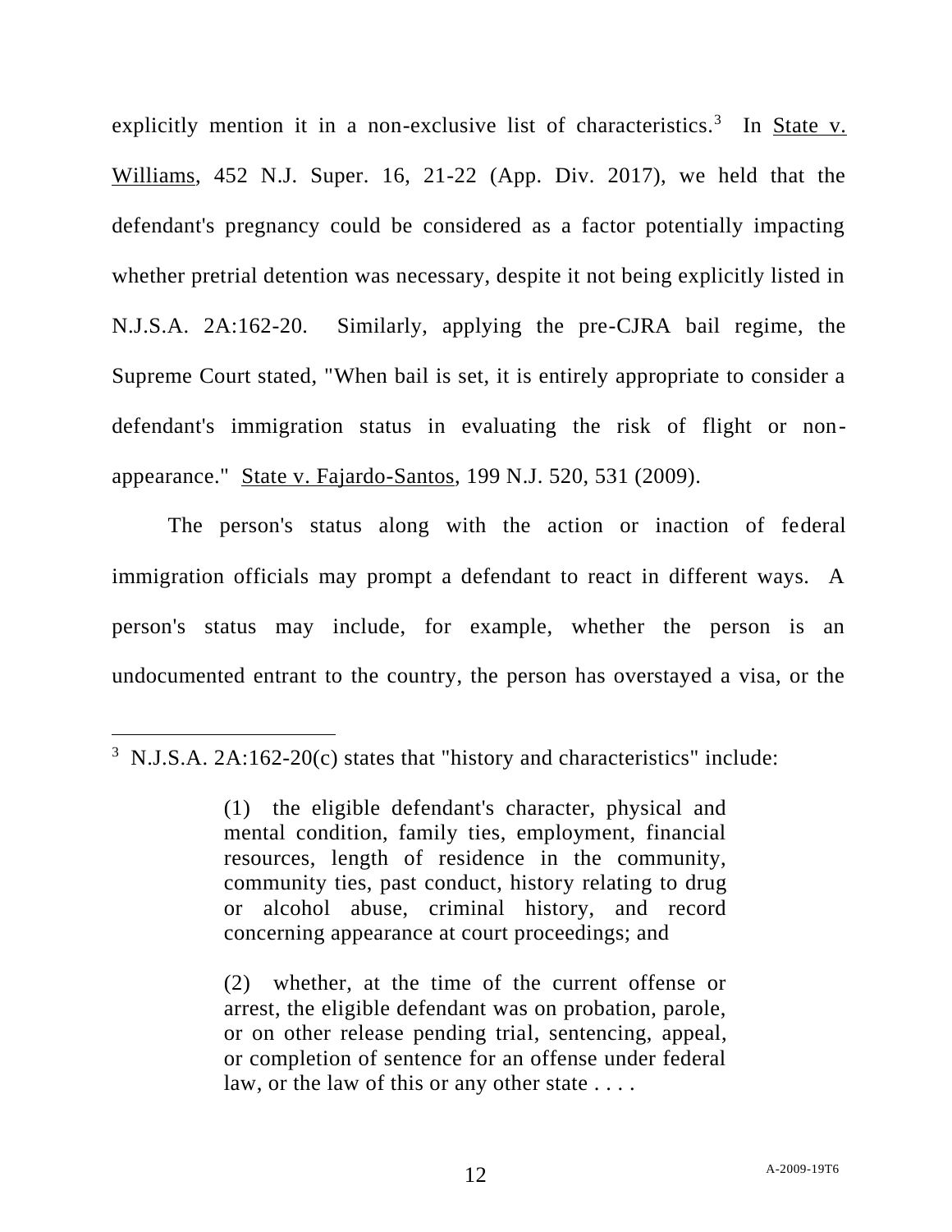explicitly mention it in a non-exclusive list of characteristics.[3] In <u>State v. Williams</u>, 452 N.J. Super. 16, 21-22 (App. Div. 2017), we held that the defendant's pregnancy could be considered as a factor potentially impacting whether pretrial detention was necessary, despite it not being explicitly listed in N.J.S.A. 2A:162-20. Similarly, applying the pre-CJRA bail regime, the Supreme Court stated, "When bail is set, it is entirely appropriate to consider a defendant's immigration status in evaluating the risk of flight or non-appearance." <u>State v. Fajardo-Santos</u>, 199 N.J. 520, 531 (2009).

The person's status along with the action or inaction of federal immigration officials may prompt a defendant to react in different ways. A person's status may include, for example, whether the person is an undocumented entrant to the country, the person has overstayed a visa, or the

---

[3] N.J.S.A. 2A:162-20(c) states that "history and characteristics" include:

> (1) the eligible defendant's character, physical and mental condition, family ties, employment, financial resources, length of residence in the community, community ties, past conduct, history relating to drug or alcohol abuse, criminal history, and record concerning appearance at court proceedings; and
>
> (2) whether, at the time of the current offense or arrest, the eligible defendant was on probation, parole, or on other release pending trial, sentencing, appeal, or completion of sentence for an offense under federal law, or the law of this or any other state . . . .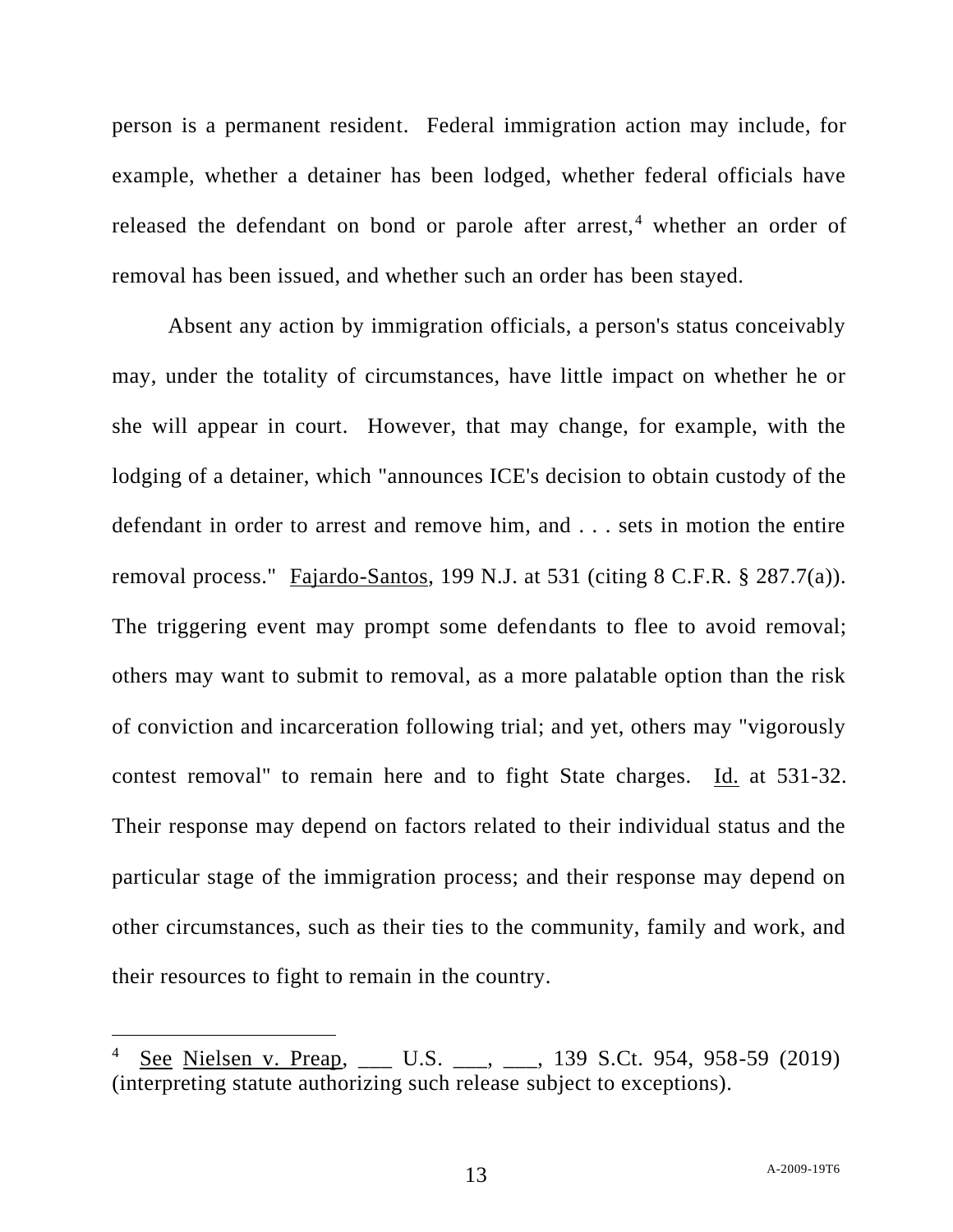person is a permanent resident. Federal immigration action may include, for example, whether a detainer has been lodged, whether federal officials have released the defendant on bond or parole after arrest,[4] whether an order of removal has been issued, and whether such an order has been stayed.

Absent any action by immigration officials, a person's status conceivably may, under the totality of circumstances, have little impact on whether he or she will appear in court. However, that may change, for example, with the lodging of a detainer, which "announces ICE's decision to obtain custody of the defendant in order to arrest and remove him, and . . . sets in motion the entire removal process." Fajardo-Santos, 199 N.J. at 531 (citing 8 C.F.R. § 287.7(a)). The triggering event may prompt some defendants to flee to avoid removal; others may want to submit to removal, as a more palatable option than the risk of conviction and incarceration following trial; and yet, others may "vigorously contest removal" to remain here and to fight State charges. Id. at 531-32. Their response may depend on factors related to their individual status and the particular stage of the immigration process; and their response may depend on other circumstances, such as their ties to the community, family and work, and their resources to fight to remain in the country.

---

[4] See Nielsen v. Preap, ___ U.S. ___, ___, 139 S.Ct. 954, 958-59 (2019) (interpreting statute authorizing such release subject to exceptions).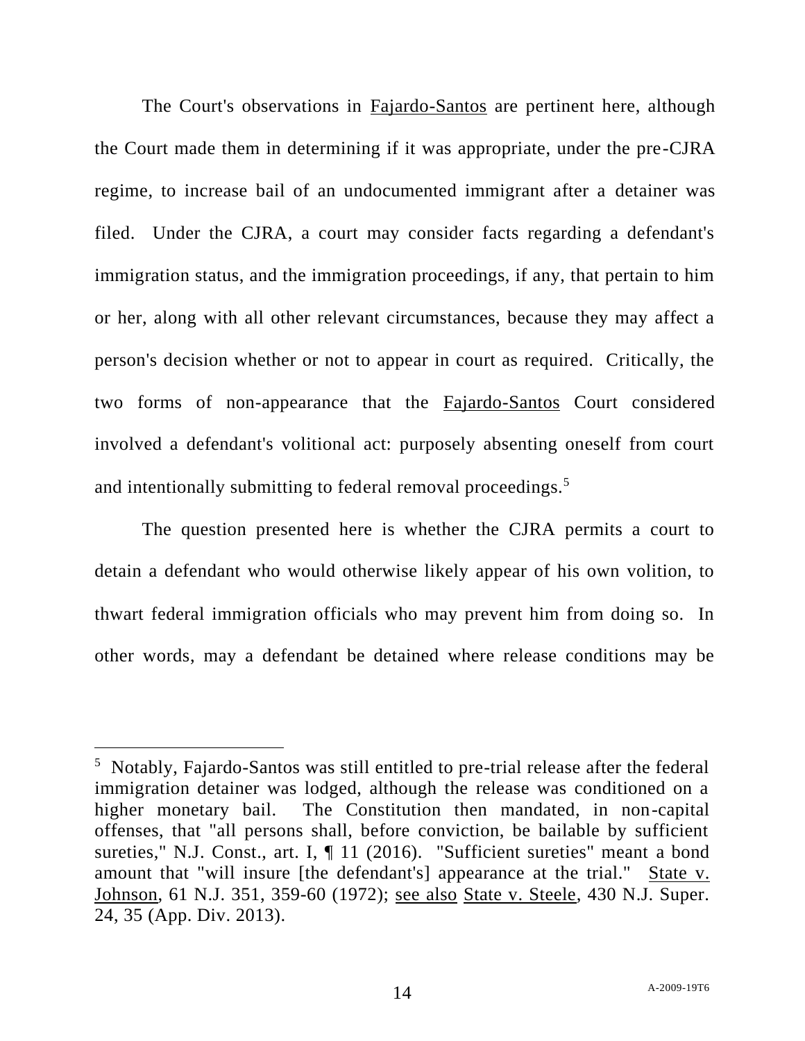The Court's observations in Fajardo-Santos are pertinent here, although the Court made them in determining if it was appropriate, under the pre-CJRA regime, to increase bail of an undocumented immigrant after a detainer was filed. Under the CJRA, a court may consider facts regarding a defendant's immigration status, and the immigration proceedings, if any, that pertain to him or her, along with all other relevant circumstances, because they may affect a person's decision whether or not to appear in court as required. Critically, the two forms of non-appearance that the Fajardo-Santos Court considered involved a defendant's volitional act: purposely absenting oneself from court and intentionally submitting to federal removal proceedings.[5]

The question presented here is whether the CJRA permits a court to detain a defendant who would otherwise likely appear of his own volition, to thwart federal immigration officials who may prevent him from doing so. In other words, may a defendant be detained where release conditions may be

---

[5] Notably, Fajardo-Santos was still entitled to pre-trial release after the federal immigration detainer was lodged, although the release was conditioned on a higher monetary bail. The Constitution then mandated, in non-capital offenses, that "all persons shall, before conviction, be bailable by sufficient sureties," N.J. Const., art. I, ¶ 11 (2016). "Sufficient sureties" meant a bond amount that "will insure [the defendant's] appearance at the trial." State v. Johnson, 61 N.J. 351, 359-60 (1972); see also State v. Steele, 430 N.J. Super. 24, 35 (App. Div. 2013).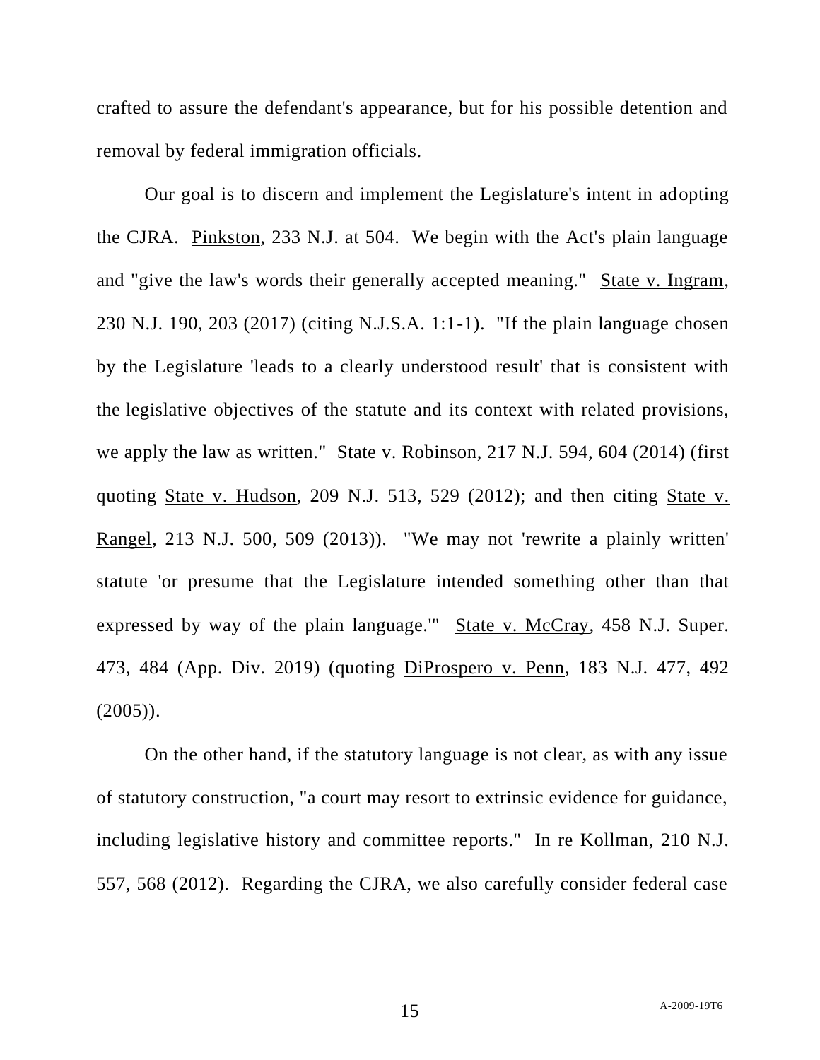crafted to assure the defendant's appearance, but for his possible detention and removal by federal immigration officials.

Our goal is to discern and implement the Legislature's intent in adopting the CJRA. Pinkston, 233 N.J. at 504. We begin with the Act's plain language and "give the law's words their generally accepted meaning." State v. Ingram, 230 N.J. 190, 203 (2017) (citing N.J.S.A. 1:1-1). "If the plain language chosen by the Legislature 'leads to a clearly understood result' that is consistent with the legislative objectives of the statute and its context with related provisions, we apply the law as written." State v. Robinson, 217 N.J. 594, 604 (2014) (first quoting State v. Hudson, 209 N.J. 513, 529 (2012); and then citing State v. Rangel, 213 N.J. 500, 509 (2013)). "We may not 'rewrite a plainly written' statute 'or presume that the Legislature intended something other than that expressed by way of the plain language.'" State v. McCray, 458 N.J. Super. 473, 484 (App. Div. 2019) (quoting DiProspero v. Penn, 183 N.J. 477, 492 (2005)).

On the other hand, if the statutory language is not clear, as with any issue of statutory construction, "a court may resort to extrinsic evidence for guidance, including legislative history and committee reports." In re Kollman, 210 N.J. 557, 568 (2012). Regarding the CJRA, we also carefully consider federal case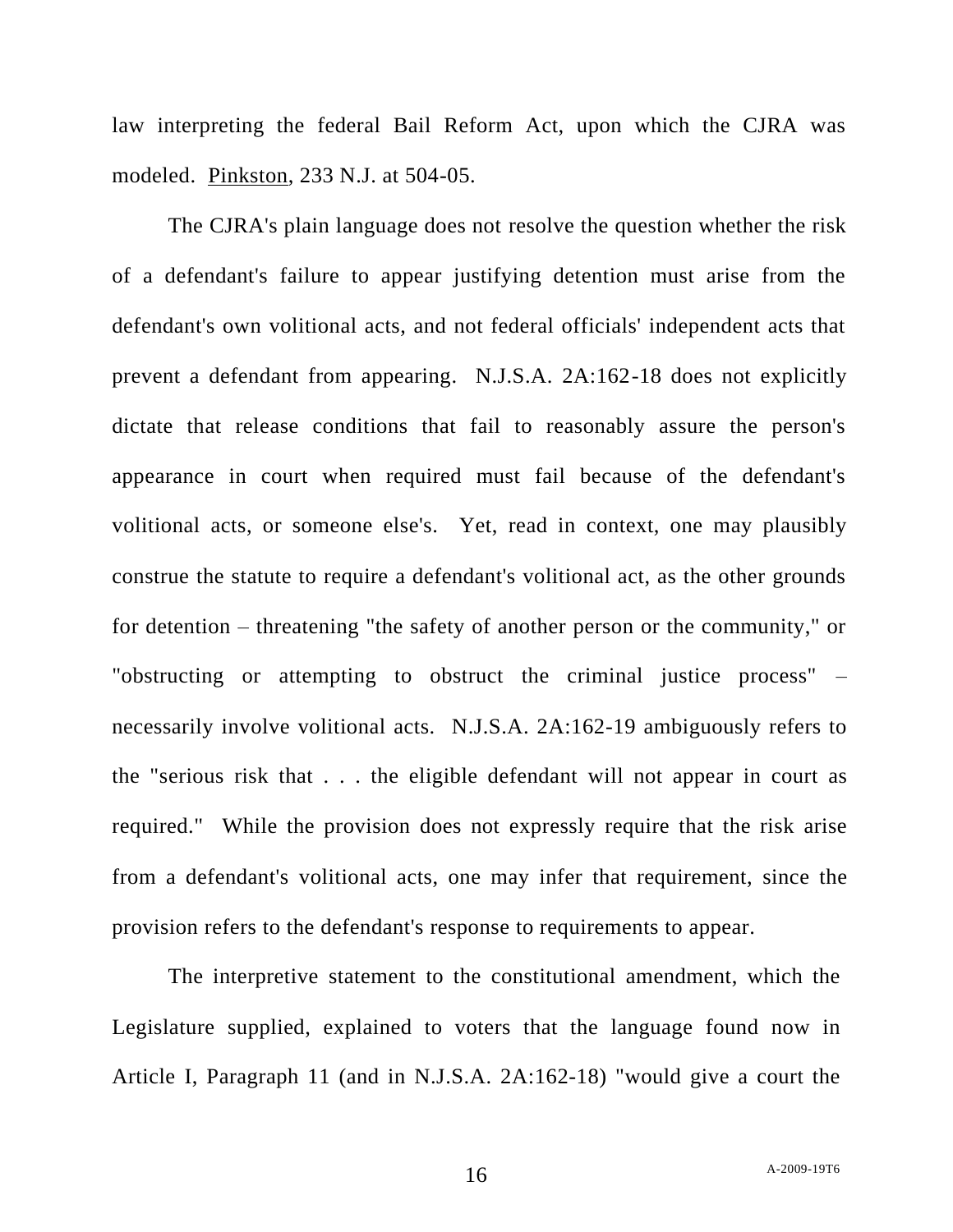law interpreting the federal Bail Reform Act, upon which the CJRA was modeled. Pinkston, 233 N.J. at 504-05.

The CJRA's plain language does not resolve the question whether the risk of a defendant's failure to appear justifying detention must arise from the defendant's own volitional acts, and not federal officials' independent acts that prevent a defendant from appearing. N.J.S.A. 2A:162-18 does not explicitly dictate that release conditions that fail to reasonably assure the person's appearance in court when required must fail because of the defendant's volitional acts, or someone else's. Yet, read in context, one may plausibly construe the statute to require a defendant's volitional act, as the other grounds for detention – threatening "the safety of another person or the community," or "obstructing or attempting to obstruct the criminal justice process" – necessarily involve volitional acts. N.J.S.A. 2A:162-19 ambiguously refers to the "serious risk that . . . the eligible defendant will not appear in court as required." While the provision does not expressly require that the risk arise from a defendant's volitional acts, one may infer that requirement, since the provision refers to the defendant's response to requirements to appear.

The interpretive statement to the constitutional amendment, which the Legislature supplied, explained to voters that the language found now in Article I, Paragraph 11 (and in N.J.S.A. 2A:162-18) "would give a court the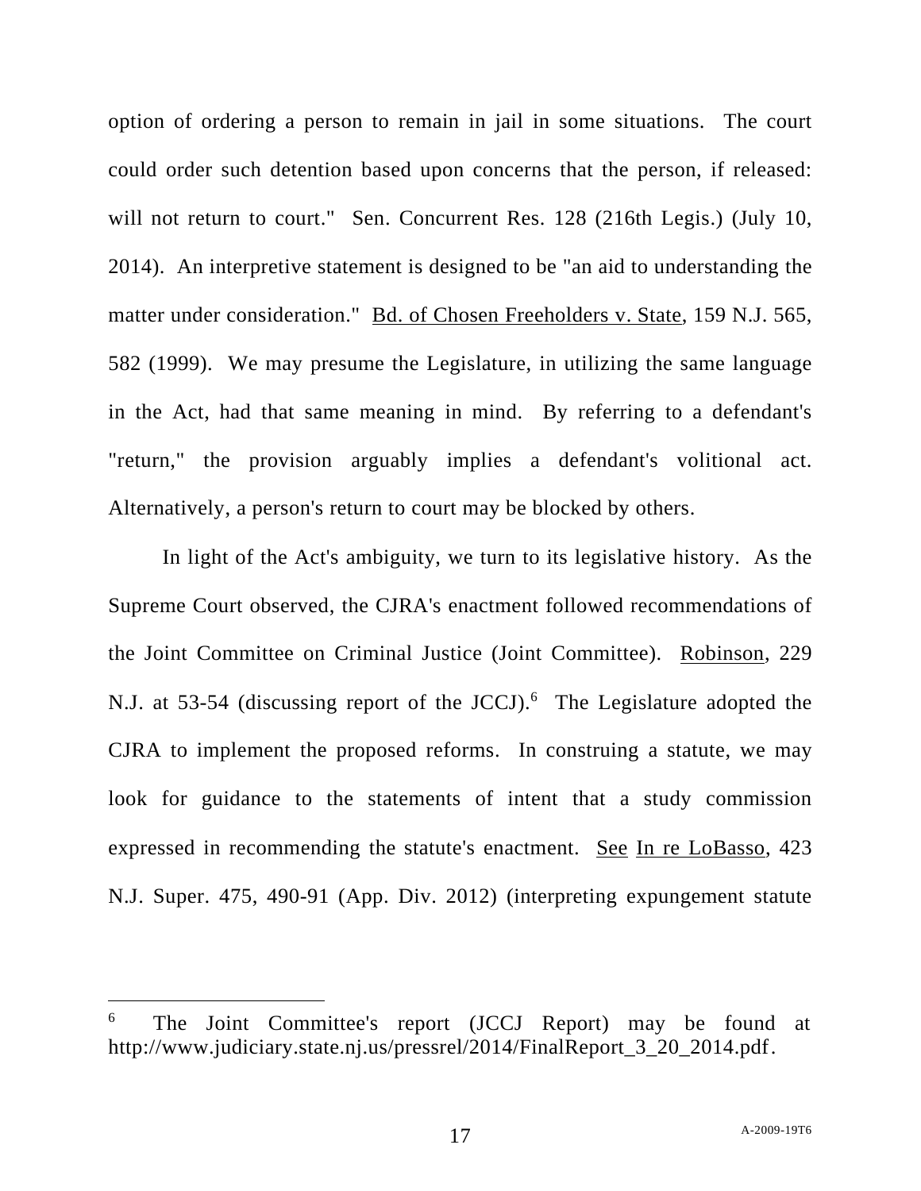option of ordering a person to remain in jail in some situations. The court could order such detention based upon concerns that the person, if released: will not return to court." Sen. Concurrent Res. 128 (216th Legis.) (July 10, 2014). An interpretive statement is designed to be "an aid to understanding the matter under consideration." Bd. of Chosen Freeholders v. State, 159 N.J. 565, 582 (1999). We may presume the Legislature, in utilizing the same language in the Act, had that same meaning in mind. By referring to a defendant's "return," the provision arguably implies a defendant's volitional act. Alternatively, a person's return to court may be blocked by others.

In light of the Act's ambiguity, we turn to its legislative history. As the Supreme Court observed, the CJRA's enactment followed recommendations of the Joint Committee on Criminal Justice (Joint Committee). Robinson, 229 N.J. at 53-54 (discussing report of the JCCJ).[6] The Legislature adopted the CJRA to implement the proposed reforms. In construing a statute, we may look for guidance to the statements of intent that a study commission expressed in recommending the statute's enactment. See In re LoBasso, 423 N.J. Super. 475, 490-91 (App. Div. 2012) (interpreting expungement statute

---

[6] The Joint Committee's report (JCCJ Report) may be found at http://www.judiciary.state.nj.us/pressrel/2014/FinalReport_3_20_2014.pdf.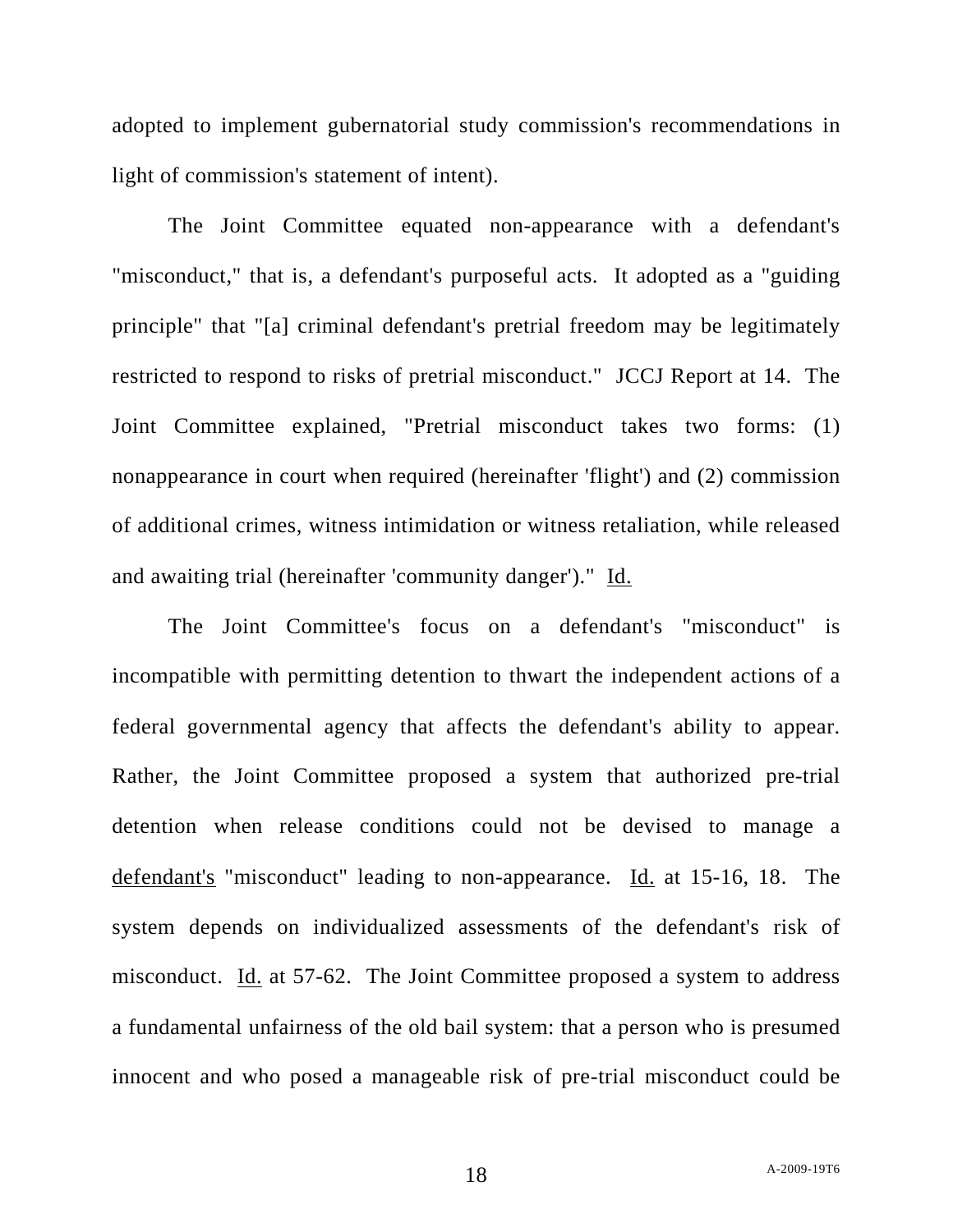adopted to implement gubernatorial study commission's recommendations in light of commission's statement of intent).

The Joint Committee equated non-appearance with a defendant's "misconduct," that is, a defendant's purposeful acts. It adopted as a "guiding principle" that "[a] criminal defendant's pretrial freedom may be legitimately restricted to respond to risks of pretrial misconduct." JCCJ Report at 14. The Joint Committee explained, "Pretrial misconduct takes two forms: (1) nonappearance in court when required (hereinafter 'flight') and (2) commission of additional crimes, witness intimidation or witness retaliation, while released and awaiting trial (hereinafter 'community danger')." Id.

The Joint Committee's focus on a defendant's "misconduct" is incompatible with permitting detention to thwart the independent actions of a federal governmental agency that affects the defendant's ability to appear. Rather, the Joint Committee proposed a system that authorized pre-trial detention when release conditions could not be devised to manage a defendant's "misconduct" leading to non-appearance. Id. at 15-16, 18. The system depends on individualized assessments of the defendant's risk of misconduct. Id. at 57-62. The Joint Committee proposed a system to address a fundamental unfairness of the old bail system: that a person who is presumed innocent and who posed a manageable risk of pre-trial misconduct could be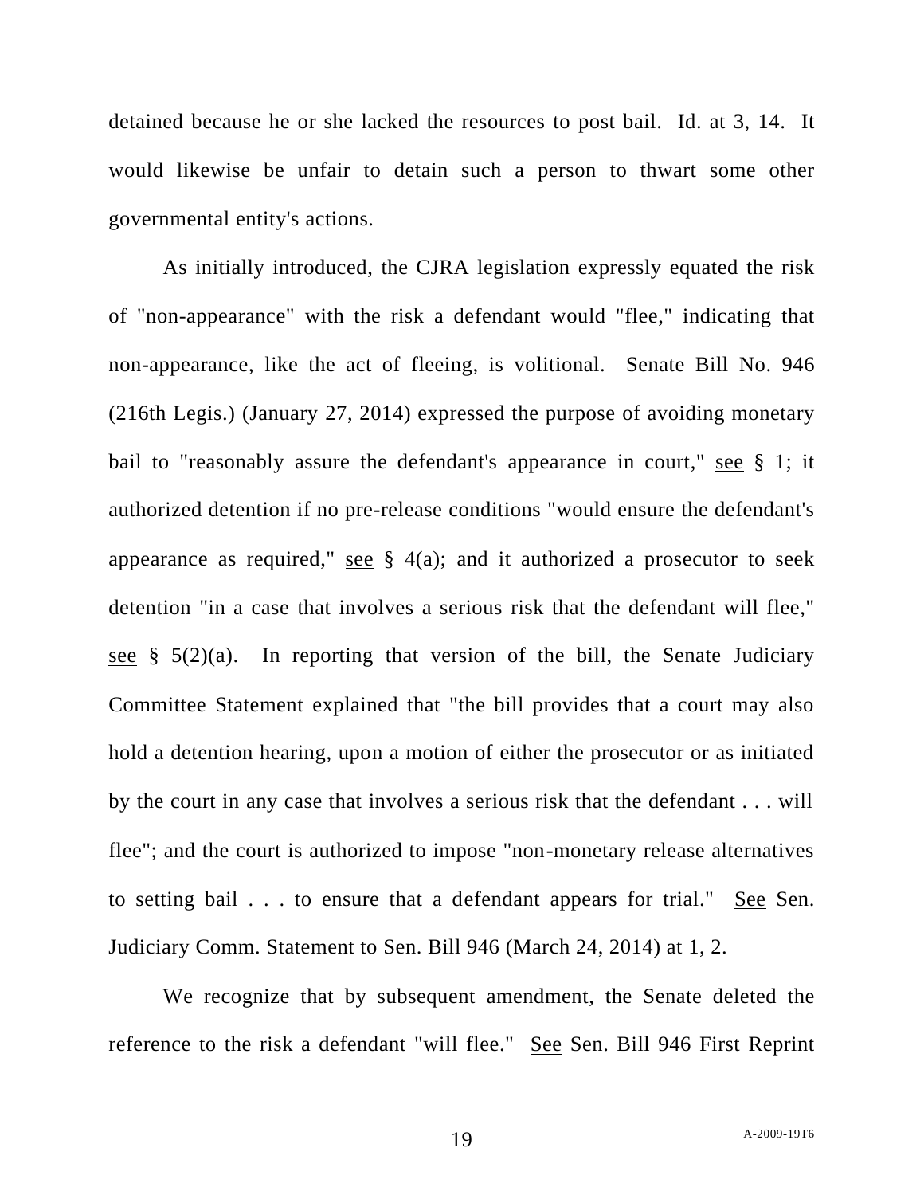detained because he or she lacked the resources to post bail. Id. at 3, 14. It would likewise be unfair to detain such a person to thwart some other governmental entity's actions.

As initially introduced, the CJRA legislation expressly equated the risk of "non-appearance" with the risk a defendant would "flee," indicating that non-appearance, like the act of fleeing, is volitional. Senate Bill No. 946 (216th Legis.) (January 27, 2014) expressed the purpose of avoiding monetary bail to "reasonably assure the defendant's appearance in court," see § 1; it authorized detention if no pre-release conditions "would ensure the defendant's appearance as required," see § 4(a); and it authorized a prosecutor to seek detention "in a case that involves a serious risk that the defendant will flee," see § 5(2)(a). In reporting that version of the bill, the Senate Judiciary Committee Statement explained that "the bill provides that a court may also hold a detention hearing, upon a motion of either the prosecutor or as initiated by the court in any case that involves a serious risk that the defendant . . . will flee"; and the court is authorized to impose "non-monetary release alternatives to setting bail . . . to ensure that a defendant appears for trial." See Sen. Judiciary Comm. Statement to Sen. Bill 946 (March 24, 2014) at 1, 2.

We recognize that by subsequent amendment, the Senate deleted the reference to the risk a defendant "will flee." See Sen. Bill 946 First Reprint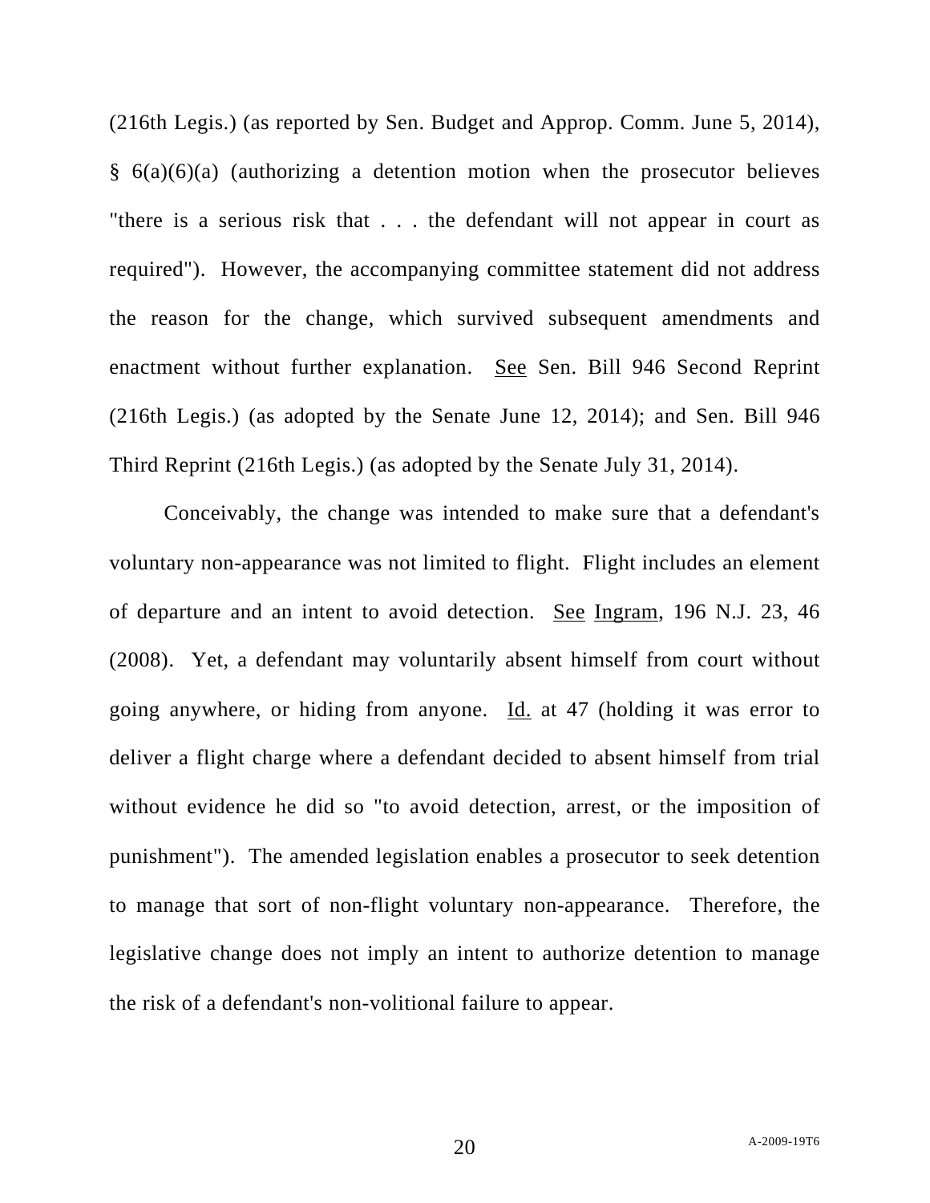(216th Legis.) (as reported by Sen. Budget and Approp. Comm. June 5, 2014), § 6(a)(6)(a) (authorizing a detention motion when the prosecutor believes "there is a serious risk that . . . the defendant will not appear in court as required"). However, the accompanying committee statement did not address the reason for the change, which survived subsequent amendments and enactment without further explanation. See Sen. Bill 946 Second Reprint (216th Legis.) (as adopted by the Senate June 12, 2014); and Sen. Bill 946 Third Reprint (216th Legis.) (as adopted by the Senate July 31, 2014).

Conceivably, the change was intended to make sure that a defendant's voluntary non-appearance was not limited to flight. Flight includes an element of departure and an intent to avoid detection. See Ingram, 196 N.J. 23, 46 (2008). Yet, a defendant may voluntarily absent himself from court without going anywhere, or hiding from anyone. Id. at 47 (holding it was error to deliver a flight charge where a defendant decided to absent himself from trial without evidence he did so "to avoid detection, arrest, or the imposition of punishment"). The amended legislation enables a prosecutor to seek detention to manage that sort of non-flight voluntary non-appearance. Therefore, the legislative change does not imply an intent to authorize detention to manage the risk of a defendant's non-volitional failure to appear.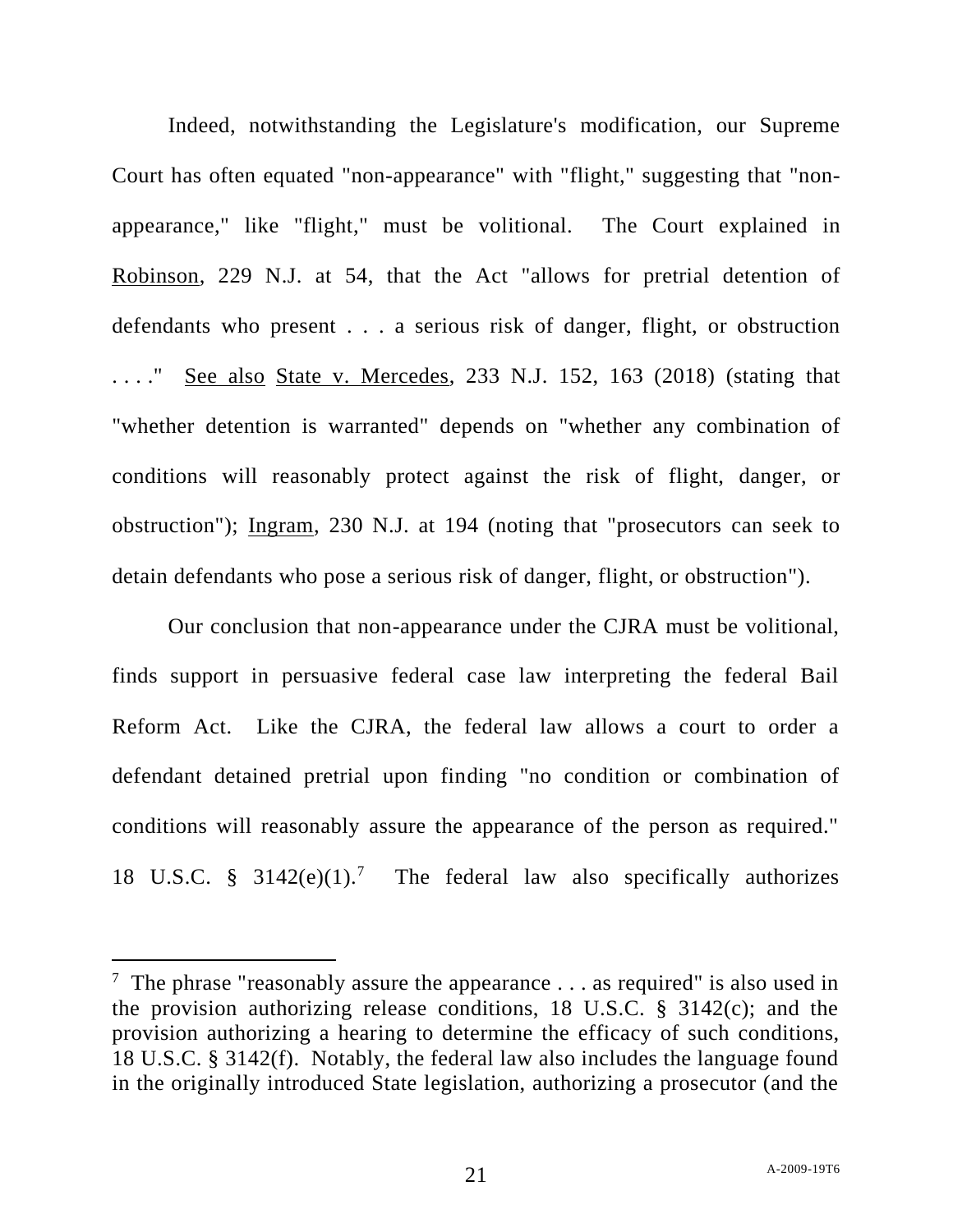Indeed, notwithstanding the Legislature's modification, our Supreme Court has often equated "non-appearance" with "flight," suggesting that "non-appearance," like "flight," must be volitional. The Court explained in Robinson, 229 N.J. at 54, that the Act "allows for pretrial detention of defendants who present . . . a serious risk of danger, flight, or obstruction . . . ." See also State v. Mercedes, 233 N.J. 152, 163 (2018) (stating that "whether detention is warranted" depends on "whether any combination of conditions will reasonably protect against the risk of flight, danger, or obstruction"); Ingram, 230 N.J. at 194 (noting that "prosecutors can seek to detain defendants who pose a serious risk of danger, flight, or obstruction").

Our conclusion that non-appearance under the CJRA must be volitional, finds support in persuasive federal case law interpreting the federal Bail Reform Act. Like the CJRA, the federal law allows a court to order a defendant detained pretrial upon finding "no condition or combination of conditions will reasonably assure the appearance of the person as required." 18 U.S.C. § 3142(e)(1).[7] The federal law also specifically authorizes

---

[7] The phrase "reasonably assure the appearance . . . as required" is also used in the provision authorizing release conditions, 18 U.S.C. § 3142(c); and the provision authorizing a hearing to determine the efficacy of such conditions, 18 U.S.C. § 3142(f). Notably, the federal law also includes the language found in the originally introduced State legislation, authorizing a prosecutor (and the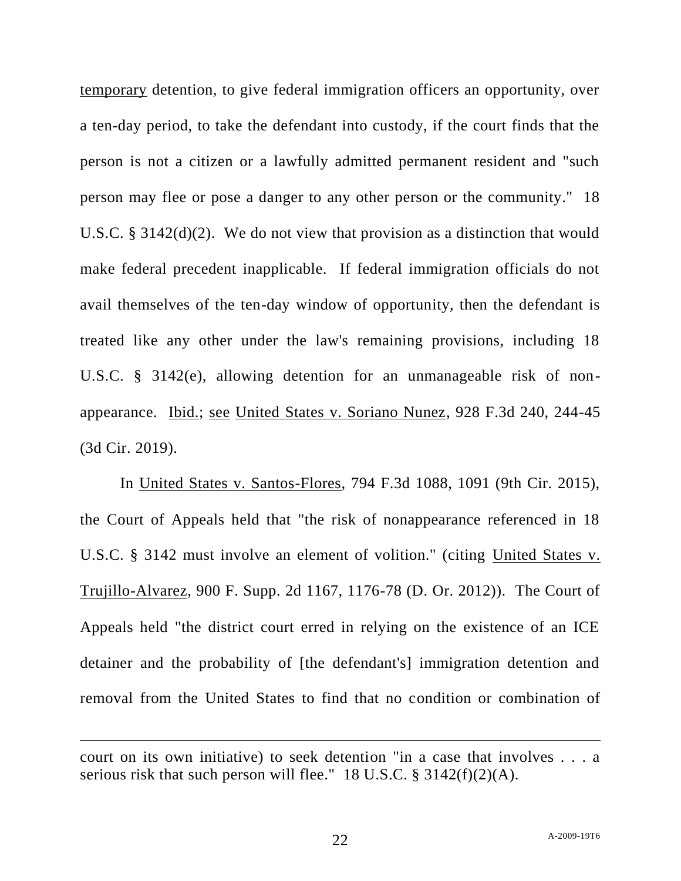temporary detention, to give federal immigration officers an opportunity, over a ten-day period, to take the defendant into custody, if the court finds that the person is not a citizen or a lawfully admitted permanent resident and "such person may flee or pose a danger to any other person or the community." 18 U.S.C. § 3142(d)(2). We do not view that provision as a distinction that would make federal precedent inapplicable. If federal immigration officials do not avail themselves of the ten-day window of opportunity, then the defendant is treated like any other under the law's remaining provisions, including 18 U.S.C. § 3142(e), allowing detention for an unmanageable risk of non-appearance. Ibid.; see United States v. Soriano Nunez, 928 F.3d 240, 244-45 (3d Cir. 2019).

In United States v. Santos-Flores, 794 F.3d 1088, 1091 (9th Cir. 2015), the Court of Appeals held that "the risk of nonappearance referenced in 18 U.S.C. § 3142 must involve an element of volition." (citing United States v. Trujillo-Alvarez, 900 F. Supp. 2d 1167, 1176-78 (D. Or. 2012)). The Court of Appeals held "the district court erred in relying on the existence of an ICE detainer and the probability of [the defendant's] immigration detention and removal from the United States to find that no condition or combination of

---

court on its own initiative) to seek detention "in a case that involves . . . a serious risk that such person will flee." 18 U.S.C. § 3142(f)(2)(A).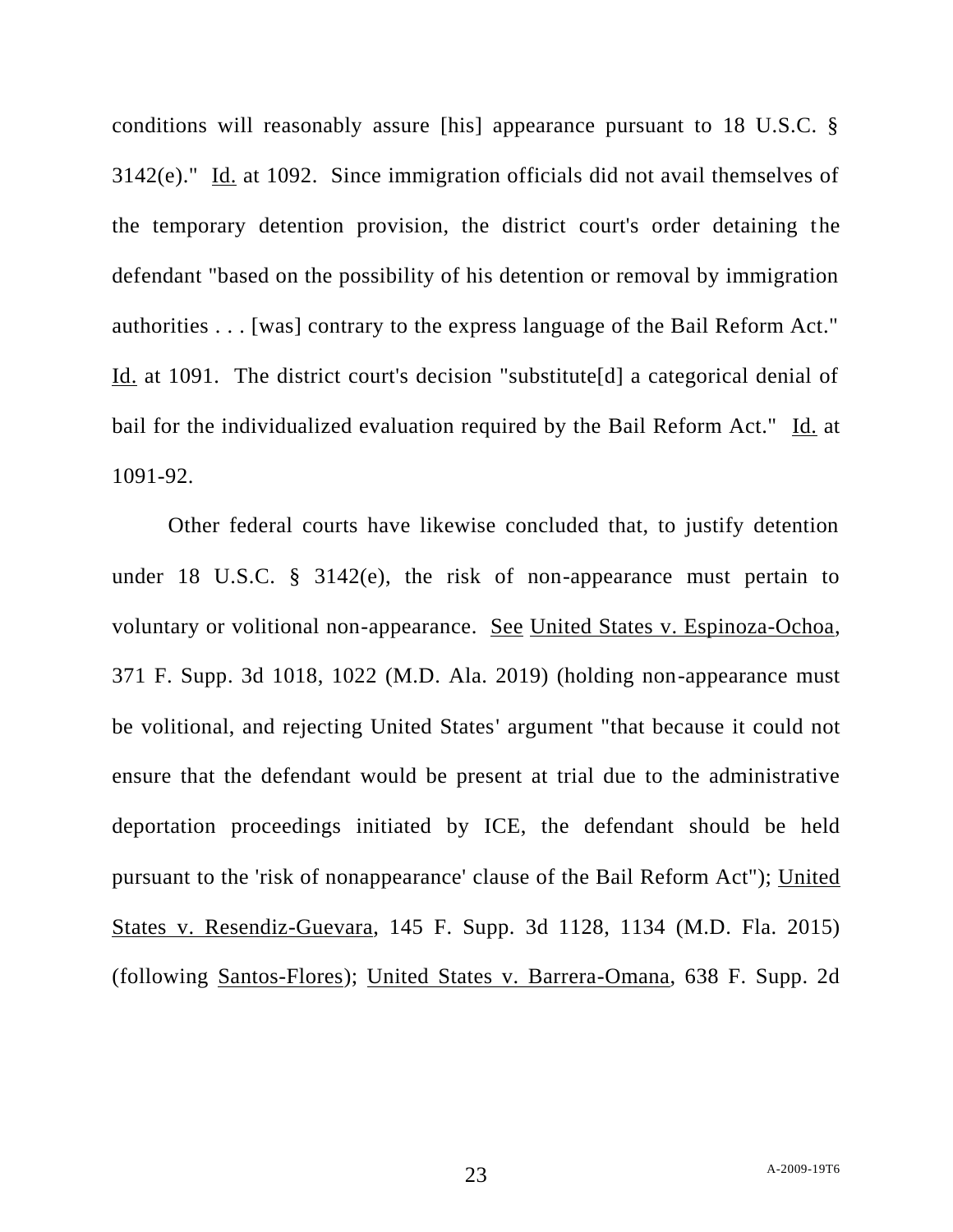conditions will reasonably assure [his] appearance pursuant to 18 U.S.C. § 3142(e)." Id. at 1092. Since immigration officials did not avail themselves of the temporary detention provision, the district court's order detaining the defendant "based on the possibility of his detention or removal by immigration authorities . . . [was] contrary to the express language of the Bail Reform Act." Id. at 1091. The district court's decision "substitute[d] a categorical denial of bail for the individualized evaluation required by the Bail Reform Act." Id. at 1091-92.

Other federal courts have likewise concluded that, to justify detention under 18 U.S.C. § 3142(e), the risk of non-appearance must pertain to voluntary or volitional non-appearance. See United States v. Espinoza-Ochoa, 371 F. Supp. 3d 1018, 1022 (M.D. Ala. 2019) (holding non-appearance must be volitional, and rejecting United States' argument "that because it could not ensure that the defendant would be present at trial due to the administrative deportation proceedings initiated by ICE, the defendant should be held pursuant to the 'risk of nonappearance' clause of the Bail Reform Act"); United States v. Resendiz-Guevara, 145 F. Supp. 3d 1128, 1134 (M.D. Fla. 2015) (following Santos-Flores); United States v. Barrera-Omana, 638 F. Supp. 2d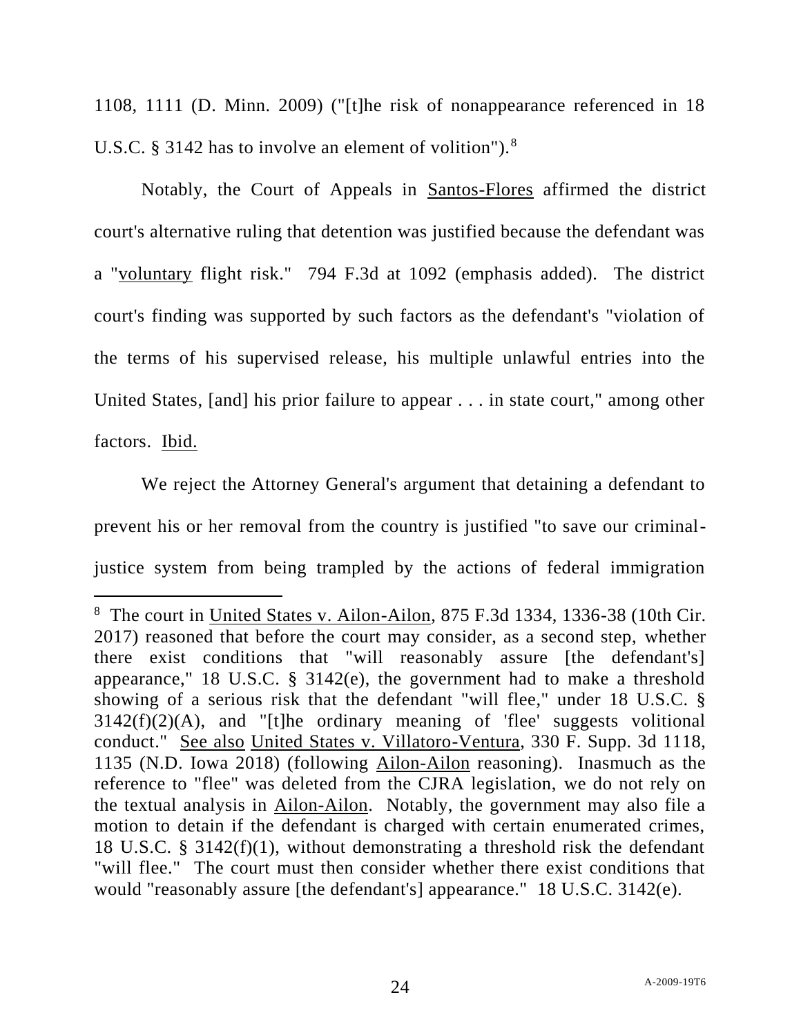1108, 1111 (D. Minn. 2009) ("[t]he risk of nonappearance referenced in 18 U.S.C. § 3142 has to involve an element of volition").[8]

Notably, the Court of Appeals in Santos-Flores affirmed the district court's alternative ruling that detention was justified because the defendant was a "voluntary flight risk." 794 F.3d at 1092 (emphasis added). The district court's finding was supported by such factors as the defendant's "violation of the terms of his supervised release, his multiple unlawful entries into the United States, [and] his prior failure to appear . . . in state court," among other factors. Ibid.

We reject the Attorney General's argument that detaining a defendant to prevent his or her removal from the country is justified "to save our criminal-justice system from being trampled by the actions of federal immigration

---

[8] The court in United States v. Ailon-Ailon, 875 F.3d 1334, 1336-38 (10th Cir. 2017) reasoned that before the court may consider, as a second step, whether there exist conditions that "will reasonably assure [the defendant's] appearance," 18 U.S.C. § 3142(e), the government had to make a threshold showing of a serious risk that the defendant "will flee," under 18 U.S.C. § 3142(f)(2)(A), and "[t]he ordinary meaning of 'flee' suggests volitional conduct." See also United States v. Villatoro-Ventura, 330 F. Supp. 3d 1118, 1135 (N.D. Iowa 2018) (following Ailon-Ailon reasoning). Inasmuch as the reference to "flee" was deleted from the CJRA legislation, we do not rely on the textual analysis in Ailon-Ailon. Notably, the government may also file a motion to detain if the defendant is charged with certain enumerated crimes, 18 U.S.C. § 3142(f)(1), without demonstrating a threshold risk the defendant "will flee." The court must then consider whether there exist conditions that would "reasonably assure [the defendant's] appearance." 18 U.S.C. 3142(e).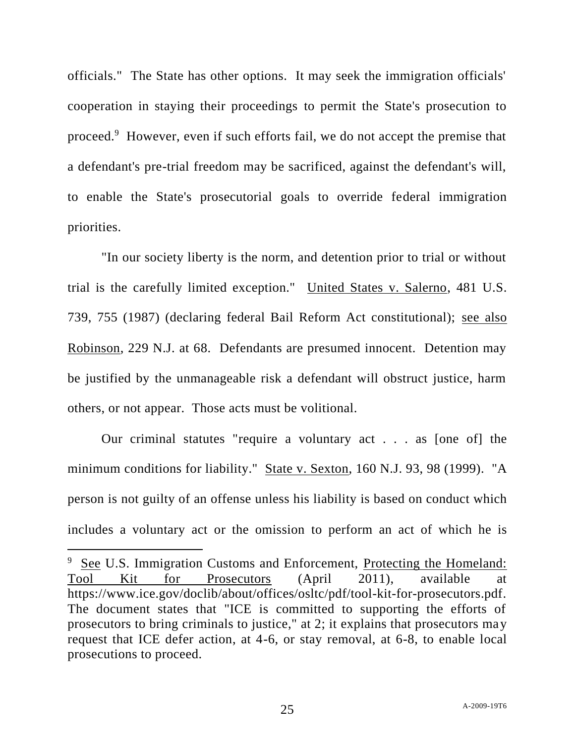officials." The State has other options. It may seek the immigration officials' cooperation in staying their proceedings to permit the State's prosecution to proceed.[9] However, even if such efforts fail, we do not accept the premise that a defendant's pre-trial freedom may be sacrificed, against the defendant's will, to enable the State's prosecutorial goals to override federal immigration priorities.

"In our society liberty is the norm, and detention prior to trial or without trial is the carefully limited exception." United States v. Salerno, 481 U.S. 739, 755 (1987) (declaring federal Bail Reform Act constitutional); see also Robinson, 229 N.J. at 68. Defendants are presumed innocent. Detention may be justified by the unmanageable risk a defendant will obstruct justice, harm others, or not appear. Those acts must be volitional.

Our criminal statutes "require a voluntary act . . . as [one of] the minimum conditions for liability." State v. Sexton, 160 N.J. 93, 98 (1999). "A person is not guilty of an offense unless his liability is based on conduct which includes a voluntary act or the omission to perform an act of which he is

---

[9] See U.S. Immigration Customs and Enforcement, Protecting the Homeland: Tool Kit for Prosecutors (April 2011), available at https://www.ice.gov/doclib/about/offices/osltc/pdf/tool-kit-for-prosecutors.pdf. The document states that "ICE is committed to supporting the efforts of prosecutors to bring criminals to justice," at 2; it explains that prosecutors may request that ICE defer action, at 4-6, or stay removal, at 6-8, to enable local prosecutions to proceed.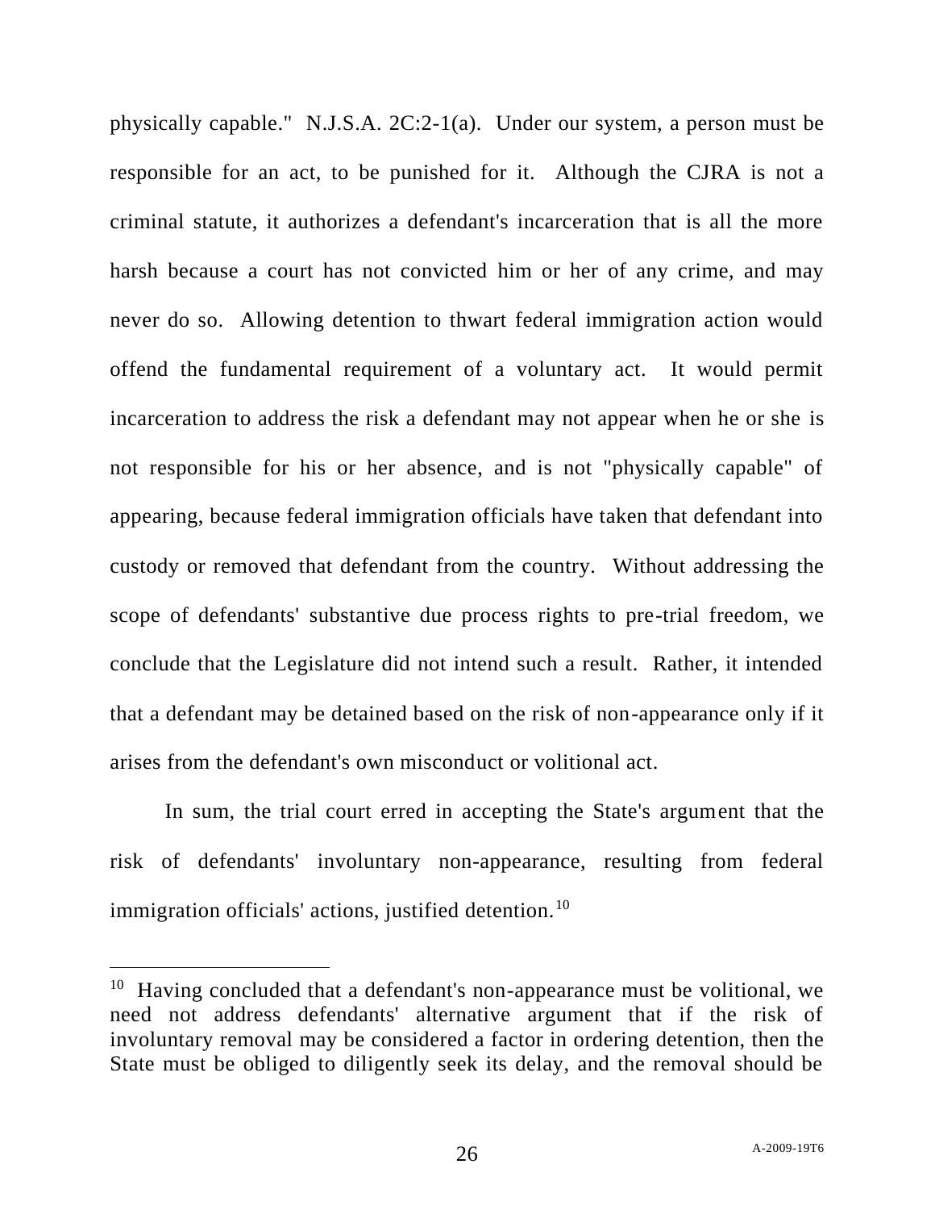physically capable." N.J.S.A. 2C:2-1(a). Under our system, a person must be responsible for an act, to be punished for it. Although the CJRA is not a criminal statute, it authorizes a defendant's incarceration that is all the more harsh because a court has not convicted him or her of any crime, and may never do so. Allowing detention to thwart federal immigration action would offend the fundamental requirement of a voluntary act. It would permit incarceration to address the risk a defendant may not appear when he or she is not responsible for his or her absence, and is not "physically capable" of appearing, because federal immigration officials have taken that defendant into custody or removed that defendant from the country. Without addressing the scope of defendants' substantive due process rights to pre-trial freedom, we conclude that the Legislature did not intend such a result. Rather, it intended that a defendant may be detained based on the risk of non-appearance only if it arises from the defendant's own misconduct or volitional act.

In sum, the trial court erred in accepting the State's argument that the risk of defendants' involuntary non-appearance, resulting from federal immigration officials' actions, justified detention.[10]

---

[10] Having concluded that a defendant's non-appearance must be volitional, we need not address defendants' alternative argument that if the risk of involuntary removal may be considered a factor in ordering detention, then the State must be obliged to diligently seek its delay, and the removal should be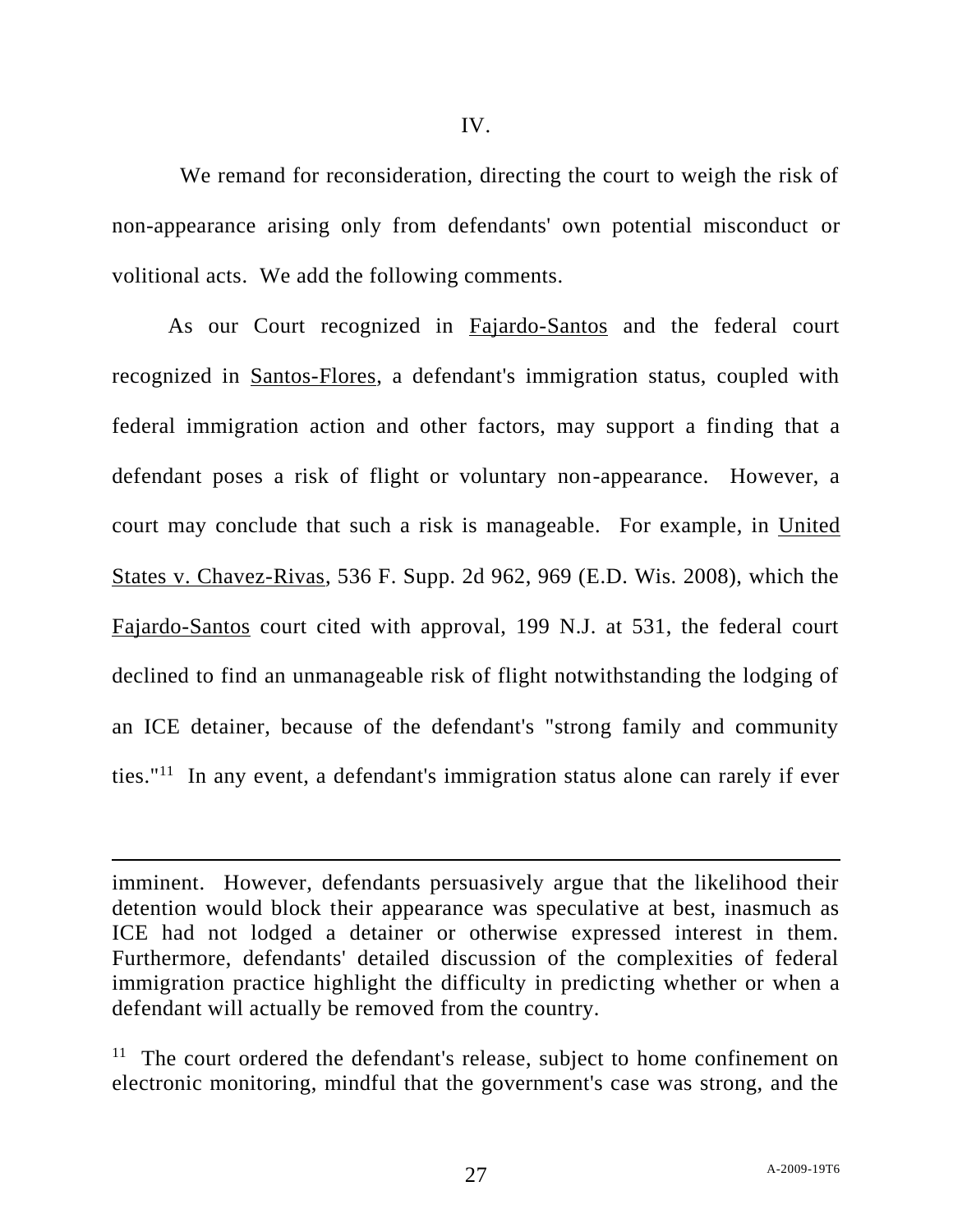IV.

We remand for reconsideration, directing the court to weigh the risk of non-appearance arising only from defendants' own potential misconduct or volitional acts. We add the following comments.

As our Court recognized in Fajardo-Santos and the federal court recognized in Santos-Flores, a defendant's immigration status, coupled with federal immigration action and other factors, may support a finding that a defendant poses a risk of flight or voluntary non-appearance. However, a court may conclude that such a risk is manageable. For example, in United States v. Chavez-Rivas, 536 F. Supp. 2d 962, 969 (E.D. Wis. 2008), which the Fajardo-Santos court cited with approval, 199 N.J. at 531, the federal court declined to find an unmanageable risk of flight notwithstanding the lodging of an ICE detainer, because of the defendant's "strong family and community ties."[11] In any event, a defendant's immigration status alone can rarely if ever

---

imminent. However, defendants persuasively argue that the likelihood their detention would block their appearance was speculative at best, inasmuch as ICE had not lodged a detainer or otherwise expressed interest in them. Furthermore, defendants' detailed discussion of the complexities of federal immigration practice highlight the difficulty in predicting whether or when a defendant will actually be removed from the country.

[11] The court ordered the defendant's release, subject to home confinement on electronic monitoring, mindful that the government's case was strong, and the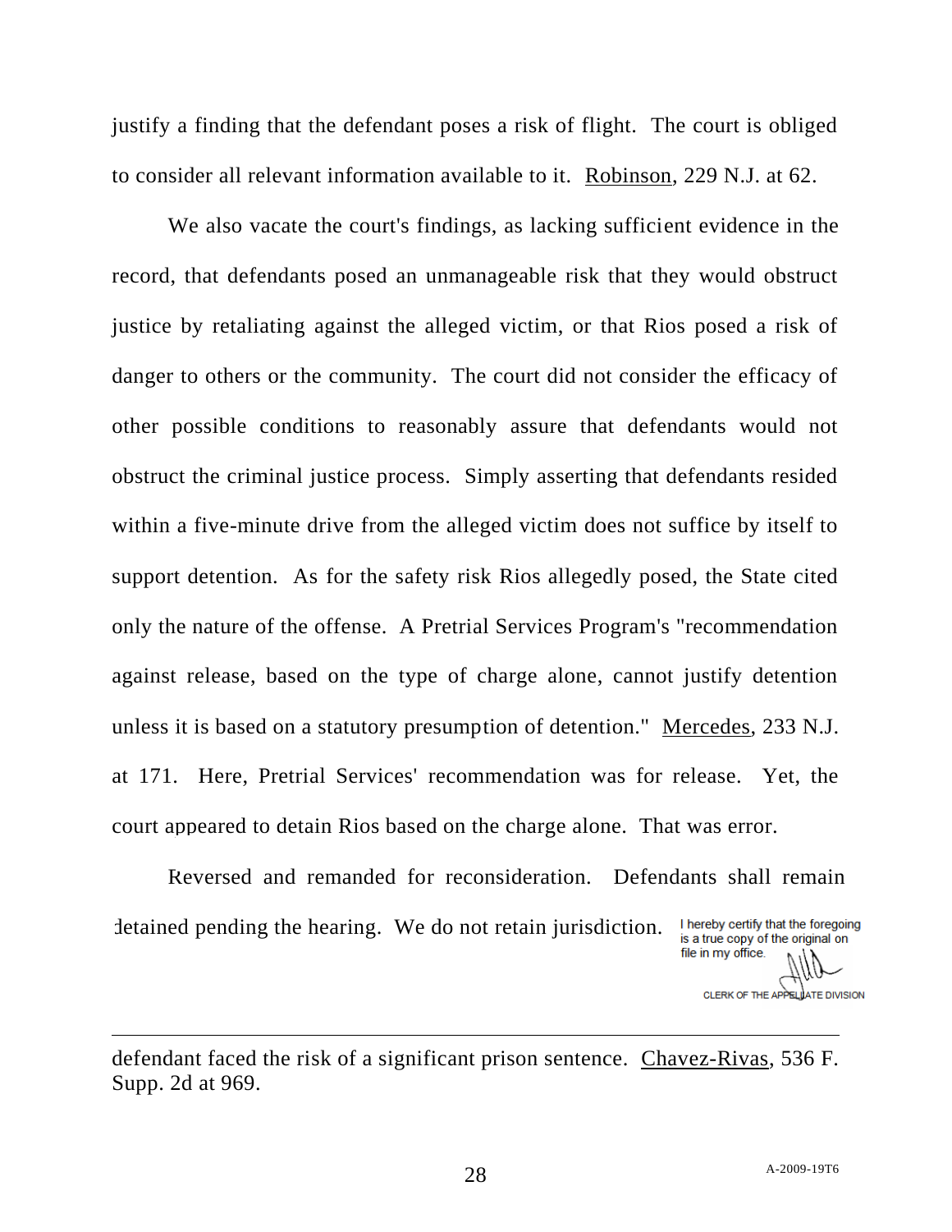justify a finding that the defendant poses a risk of flight. The court is obliged to consider all relevant information available to it. Robinson, 229 N.J. at 62.

We also vacate the court's findings, as lacking sufficient evidence in the record, that defendants posed an unmanageable risk that they would obstruct justice by retaliating against the alleged victim, or that Rios posed a risk of danger to others or the community. The court did not consider the efficacy of other possible conditions to reasonably assure that defendants would not obstruct the criminal justice process. Simply asserting that defendants resided within a five-minute drive from the alleged victim does not suffice by itself to support detention. As for the safety risk Rios allegedly posed, the State cited only the nature of the offense. A Pretrial Services Program's "recommendation against release, based on the type of charge alone, cannot justify detention unless it is based on a statutory presumption of detention." Mercedes, 233 N.J. at 171. Here, Pretrial Services' recommendation was for release. Yet, the court appeared to detain Rios based on the charge alone. That was error.

Reversed and remanded for reconsideration. Defendants shall remain detained pending the hearing. We do not retain jurisdiction.

I hereby certify that the foregoing is a true copy of the original on file in my office.

CLERK OF THE APPELLATE DIVISION

---

defendant faced the risk of a significant prison sentence. Chavez-Rivas, 536 F. Supp. 2d at 969.